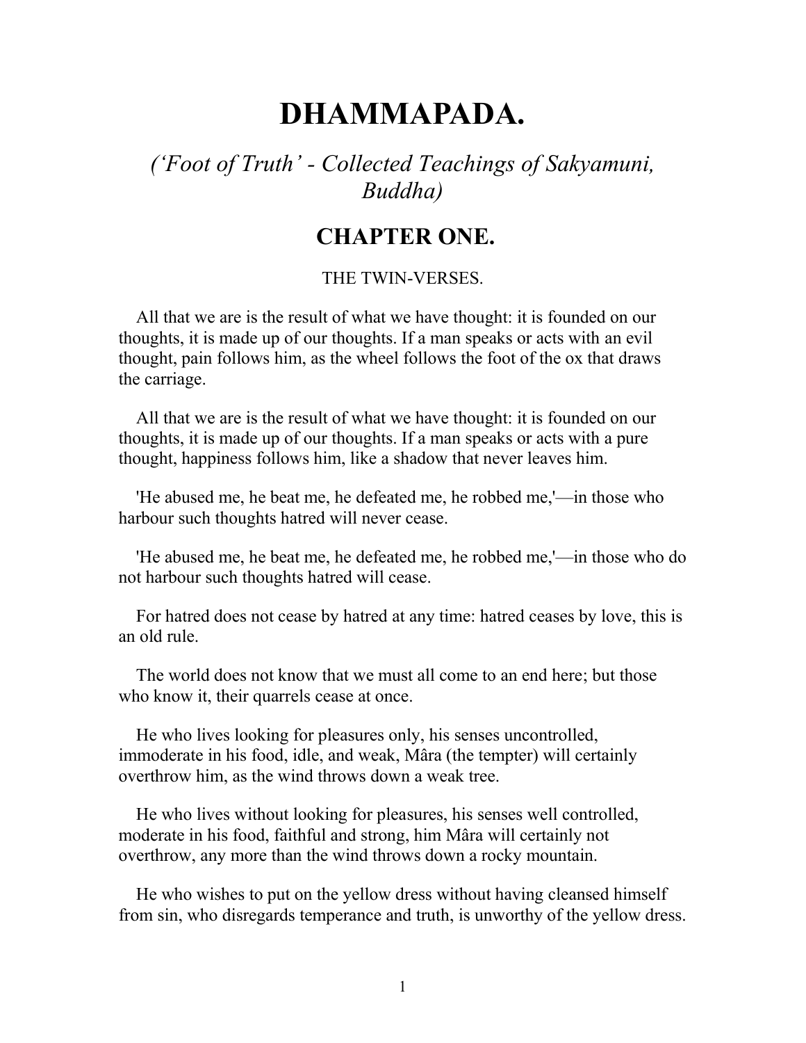# DHAMMAPADA.

## *('Foot of Truth' - Collected Teachings of Sakyamuni, Buddha)*

## CHAPTER ONE.

THE TWIN-VERSES.

All that we are is the result of what we have thought: it is founded on our thoughts, it is made up of our thoughts. If a man speaks or acts with an evil thought, pain follows him, as the wheel follows the foot of the ox that draws the carriage.

All that we are is the result of what we have thought: it is founded on our thoughts, it is made up of our thoughts. If a man speaks or acts with a pure thought, happiness follows him, like a shadow that never leaves him.

'He abused me, he beat me, he defeated me, he robbed me,'—in those who harbour such thoughts hatred will never cease.

'He abused me, he beat me, he defeated me, he robbed me,'—in those who do not harbour such thoughts hatred will cease.

For hatred does not cease by hatred at any time: hatred ceases by love, this is an old rule.

The world does not know that we must all come to an end here; but those who know it, their quarrels cease at once.

He who lives looking for pleasures only, his senses uncontrolled, immoderate in his food, idle, and weak, Mâra (the tempter) will certainly overthrow him, as the wind throws down a weak tree.

He who lives without looking for pleasures, his senses well controlled, moderate in his food, faithful and strong, him Mâra will certainly not overthrow, any more than the wind throws down a rocky mountain.

He who wishes to put on the yellow dress without having cleansed himself from sin, who disregards temperance and truth, is unworthy of the yellow dress.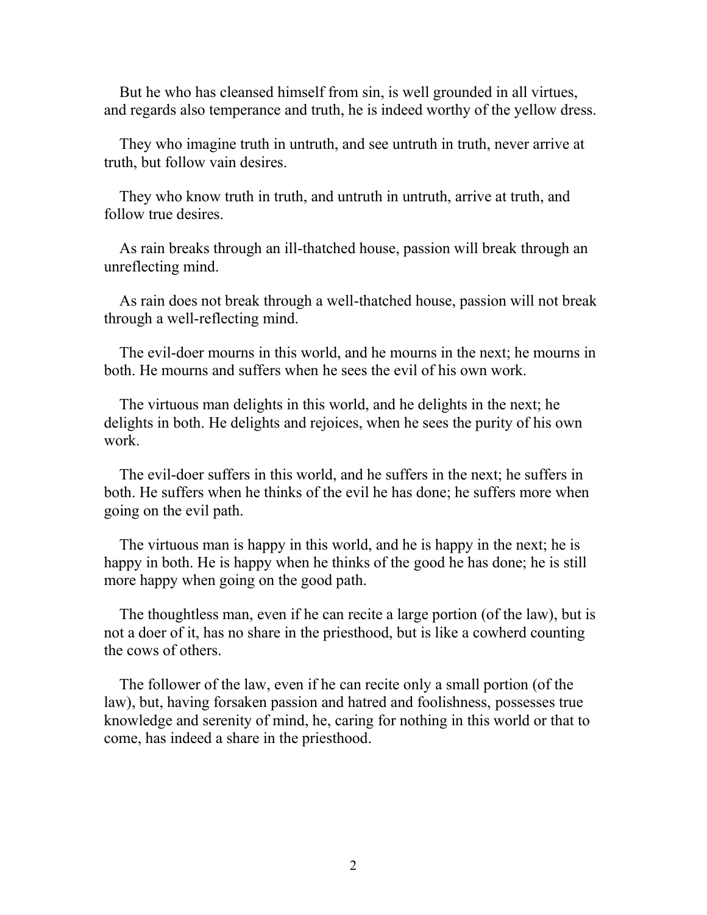But he who has cleansed himself from sin, is well grounded in all virtues, and regards also temperance and truth, he is indeed worthy of the yellow dress.

They who imagine truth in untruth, and see untruth in truth, never arrive at truth, but follow vain desires.

They who know truth in truth, and untruth in untruth, arrive at truth, and follow true desires.

As rain breaks through an ill-thatched house, passion will break through an unreflecting mind.

As rain does not break through a well-thatched house, passion will not break through a well-reflecting mind.

The evil-doer mourns in this world, and he mourns in the next; he mourns in both. He mourns and suffers when he sees the evil of his own work.

The virtuous man delights in this world, and he delights in the next; he delights in both. He delights and rejoices, when he sees the purity of his own work.

The evil-doer suffers in this world, and he suffers in the next; he suffers in both. He suffers when he thinks of the evil he has done; he suffers more when going on the evil path.

The virtuous man is happy in this world, and he is happy in the next; he is happy in both. He is happy when he thinks of the good he has done; he is still more happy when going on the good path.

The thoughtless man, even if he can recite a large portion (of the law), but is not a doer of it, has no share in the priesthood, but is like a cowherd counting the cows of others.

The follower of the law, even if he can recite only a small portion (of the law), but, having forsaken passion and hatred and foolishness, possesses true knowledge and serenity of mind, he, caring for nothing in this world or that to come, has indeed a share in the priesthood.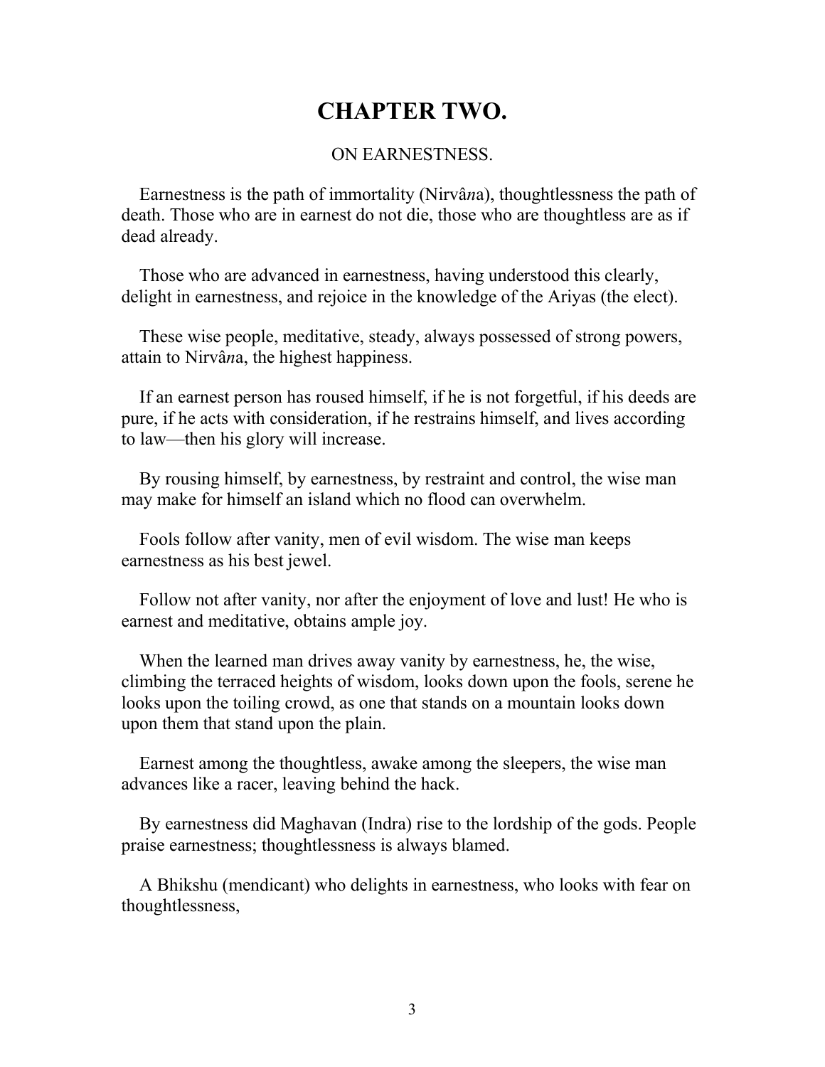# CHAPTER TWO.

ON EARNESTNESS.

Earnestness is the path of immortality (Nirvâ*n*a), thoughtlessness the path of death. Those who are in earnest do not die, those who are thoughtless are as if dead already.

Those who are advanced in earnestness, having understood this clearly, delight in earnestness, and rejoice in the knowledge of the Ariyas (the elect).

These wise people, meditative, steady, always possessed of strong powers, attain to Nirvâ*n*a, the highest happiness.

If an earnest person has roused himself, if he is not forgetful, if his deeds are pure, if he acts with consideration, if he restrains himself, and lives according to law—then his glory will increase.

By rousing himself, by earnestness, by restraint and control, the wise man may make for himself an island which no flood can overwhelm.

Fools follow after vanity, men of evil wisdom. The wise man keeps earnestness as his best jewel.

Follow not after vanity, nor after the enjoyment of love and lust! He who is earnest and meditative, obtains ample joy.

When the learned man drives away vanity by earnestness, he, the wise, climbing the terraced heights of wisdom, looks down upon the fools, serene he looks upon the toiling crowd, as one that stands on a mountain looks down upon them that stand upon the plain.

Earnest among the thoughtless, awake among the sleepers, the wise man advances like a racer, leaving behind the hack.

By earnestness did Maghavan (Indra) rise to the lordship of the gods. People praise earnestness; thoughtlessness is always blamed.

A Bhikshu (mendicant) who delights in earnestness, who looks with fear on thoughtlessness,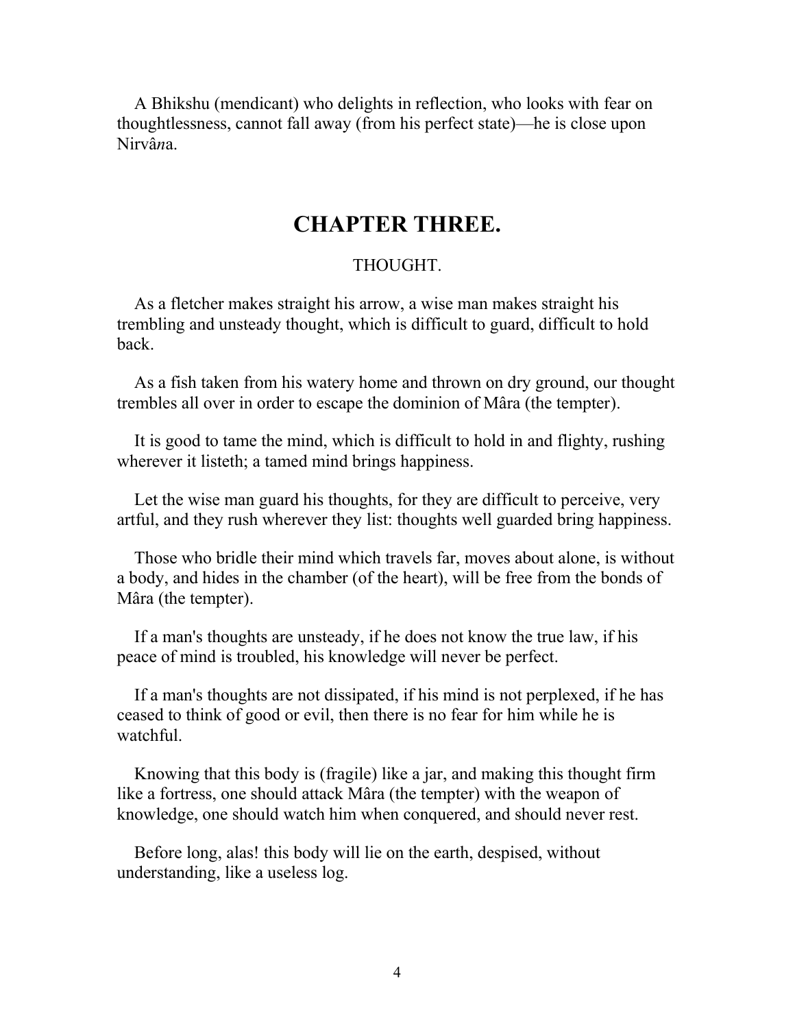A Bhikshu (mendicant) who delights in reflection, who looks with fear on thoughtlessness, cannot fall away (from his perfect state)—he is close upon Nirvâ*n*a.

## CHAPTER THREE.

THOUGHT.

As a fletcher makes straight his arrow, a wise man makes straight his trembling and unsteady thought, which is difficult to guard, difficult to hold back.

As a fish taken from his watery home and thrown on dry ground, our thought trembles all over in order to escape the dominion of Mâra (the tempter).

It is good to tame the mind, which is difficult to hold in and flighty, rushing wherever it listeth; a tamed mind brings happiness.

Let the wise man guard his thoughts, for they are difficult to perceive, very artful, and they rush wherever they list: thoughts well guarded bring happiness.

Those who bridle their mind which travels far, moves about alone, is without a body, and hides in the chamber (of the heart), will be free from the bonds of Mâra (the tempter).

If a man's thoughts are unsteady, if he does not know the true law, if his peace of mind is troubled, his knowledge will never be perfect.

If a man's thoughts are not dissipated, if his mind is not perplexed, if he has ceased to think of good or evil, then there is no fear for him while he is watchful.

Knowing that this body is (fragile) like a jar, and making this thought firm like a fortress, one should attack Mâra (the tempter) with the weapon of knowledge, one should watch him when conquered, and should never rest.

Before long, alas! this body will lie on the earth, despised, without understanding, like a useless log.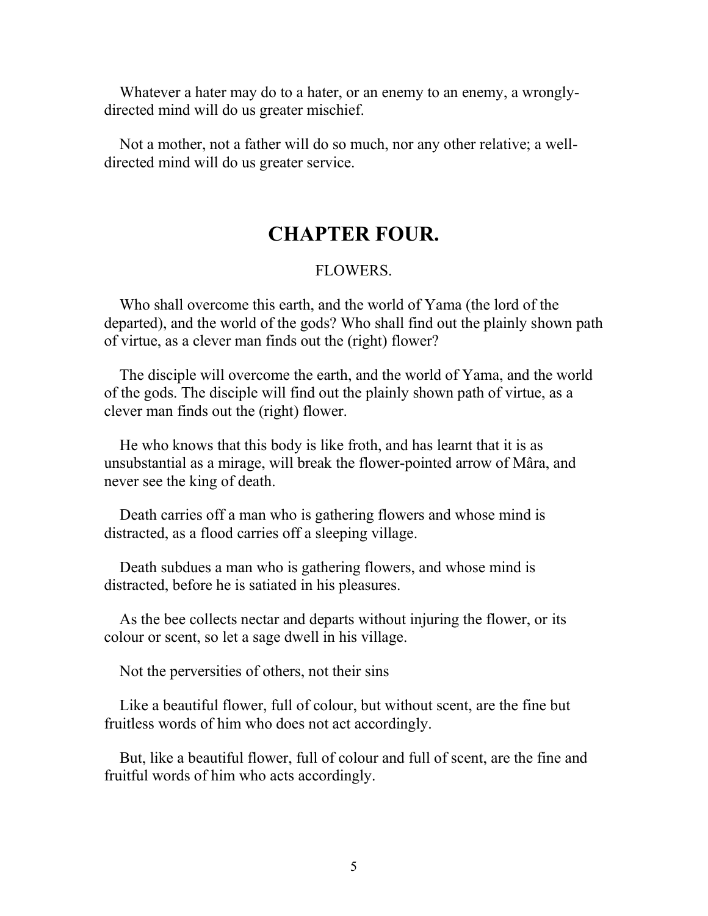Whatever a hater may do to a hater, or an enemy to an enemy, a wrongly-directed mind will do us greater mischief.

Not a mother, not a father will do so much, nor any other relative; a well-directed mind will do us greater service.

## CHAPTER FOUR.

FLOWERS.

Who shall overcome this earth, and the world of Yama (the lord of the departed), and the world of the gods? Who shall find out the plainly shown path of virtue, as a clever man finds out the (right) flower?

The disciple will overcome the earth, and the world of Yama, and the world of the gods. The disciple will find out the plainly shown path of virtue, as a clever man finds out the (right) flower.

He who knows that this body is like froth, and has learnt that it is as unsubstantial as a mirage, will break the flower-pointed arrow of Mâra, and never see the king of death.

Death carries off a man who is gathering flowers and whose mind is distracted, as a flood carries off a sleeping village.

Death subdues a man who is gathering flowers, and whose mind is distracted, before he is satiated in his pleasures.

As the bee collects nectar and departs without injuring the flower, or its colour or scent, so let a sage dwell in his village.

Not the perversities of others, not their sins

Like a beautiful flower, full of colour, but without scent, are the fine but fruitless words of him who does not act accordingly.

But, like a beautiful flower, full of colour and full of scent, are the fine and fruitful words of him who acts accordingly.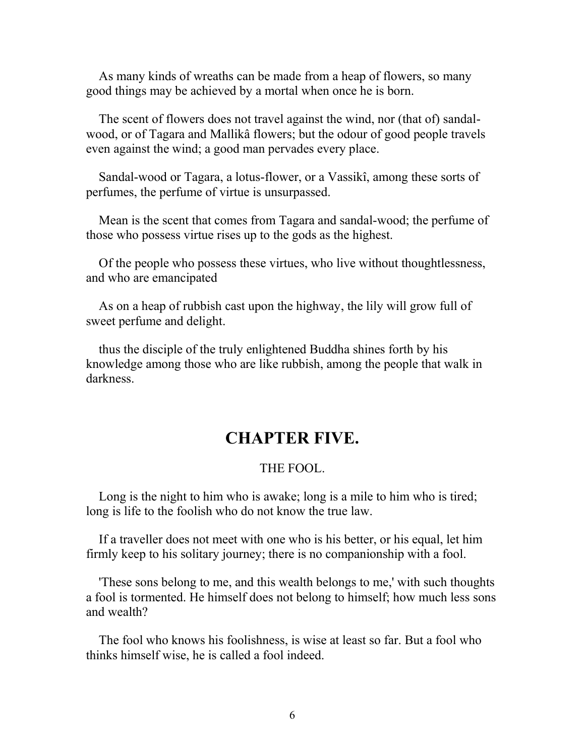As many kinds of wreaths can be made from a heap of flowers, so many good things may be achieved by a mortal when once he is born.

The scent of flowers does not travel against the wind, nor (that of) sandal-wood, or of Tagara and Mallikâ flowers; but the odour of good people travels even against the wind; a good man pervades every place.

Sandal-wood or Tagara, a lotus-flower, or a Vassikî, among these sorts of perfumes, the perfume of virtue is unsurpassed.

Mean is the scent that comes from Tagara and sandal-wood; the perfume of those who possess virtue rises up to the gods as the highest.

Of the people who possess these virtues, who live without thoughtlessness, and who are emancipated

As on a heap of rubbish cast upon the highway, the lily will grow full of sweet perfume and delight.

thus the disciple of the truly enlightened Buddha shines forth by his knowledge among those who are like rubbish, among the people that walk in darkness.

## CHAPTER FIVE.

THE FOOL.

Long is the night to him who is awake; long is a mile to him who is tired; long is life to the foolish who do not know the true law.

If a traveller does not meet with one who is his better, or his equal, let him firmly keep to his solitary journey; there is no companionship with a fool.

'These sons belong to me, and this wealth belongs to me,' with such thoughts a fool is tormented. He himself does not belong to himself; how much less sons and wealth?

The fool who knows his foolishness, is wise at least so far. But a fool who thinks himself wise, he is called a fool indeed.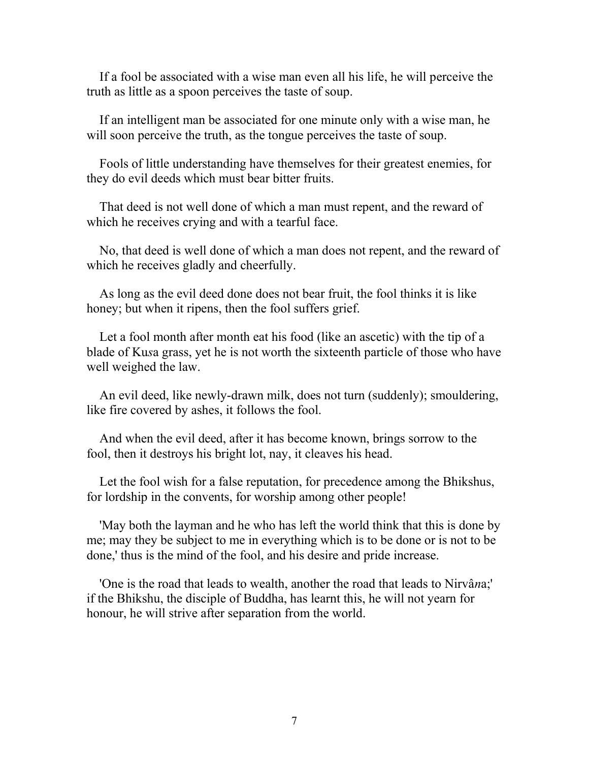If a fool be associated with a wise man even all his life, he will perceive the truth as little as a spoon perceives the taste of soup.

If an intelligent man be associated for one minute only with a wise man, he will soon perceive the truth, as the tongue perceives the taste of soup.

Fools of little understanding have themselves for their greatest enemies, for they do evil deeds which must bear bitter fruits.

That deed is not well done of which a man must repent, and the reward of which he receives crying and with a tearful face.

No, that deed is well done of which a man does not repent, and the reward of which he receives gladly and cheerfully.

As long as the evil deed done does not bear fruit, the fool thinks it is like honey; but when it ripens, then the fool suffers grief.

Let a fool month after month eat his food (like an ascetic) with the tip of a blade of Ku*s*a grass, yet he is not worth the sixteenth particle of those who have well weighed the law.

An evil deed, like newly-drawn milk, does not turn (suddenly); smouldering, like fire covered by ashes, it follows the fool.

And when the evil deed, after it has become known, brings sorrow to the fool, then it destroys his bright lot, nay, it cleaves his head.

Let the fool wish for a false reputation, for precedence among the Bhikshus, for lordship in the convents, for worship among other people!

'May both the layman and he who has left the world think that this is done by me; may they be subject to me in everything which is to be done or is not to be done,' thus is the mind of the fool, and his desire and pride increase.

'One is the road that leads to wealth, another the road that leads to Nirvâ*n*a;' if the Bhikshu, the disciple of Buddha, has learnt this, he will not yearn for honour, he will strive after separation from the world.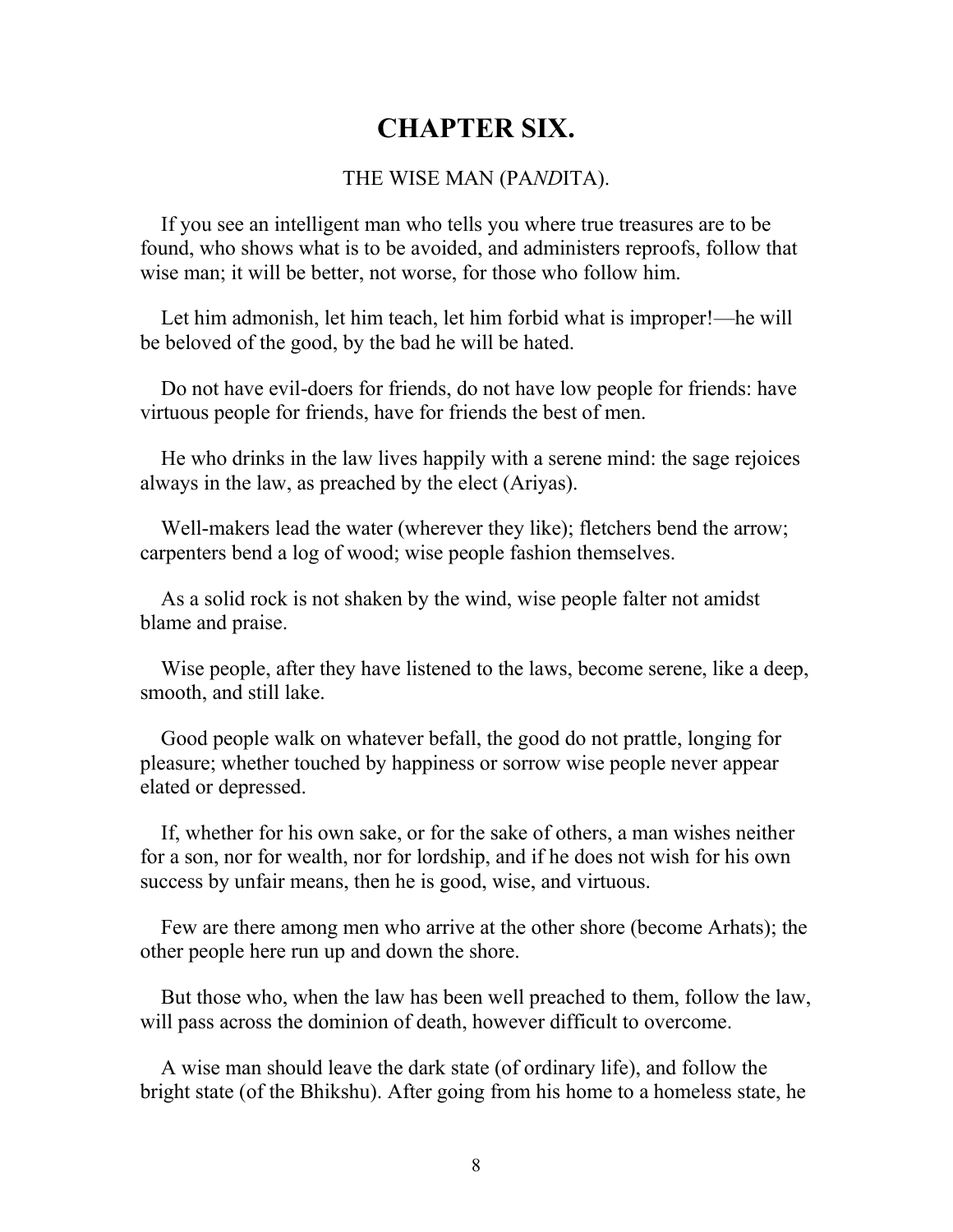# CHAPTER SIX.

THE WISE MAN (PA*ND*ITA).

If you see an intelligent man who tells you where true treasures are to be found, who shows what is to be avoided, and administers reproofs, follow that wise man; it will be better, not worse, for those who follow him.

Let him admonish, let him teach, let him forbid what is improper!—he will be beloved of the good, by the bad he will be hated.

Do not have evil-doers for friends, do not have low people for friends: have virtuous people for friends, have for friends the best of men.

He who drinks in the law lives happily with a serene mind: the sage rejoices always in the law, as preached by the elect (Ariyas).

Well-makers lead the water (wherever they like); fletchers bend the arrow; carpenters bend a log of wood; wise people fashion themselves.

As a solid rock is not shaken by the wind, wise people falter not amidst blame and praise.

Wise people, after they have listened to the laws, become serene, like a deep, smooth, and still lake.

Good people walk on whatever befall, the good do not prattle, longing for pleasure; whether touched by happiness or sorrow wise people never appear elated or depressed.

If, whether for his own sake, or for the sake of others, a man wishes neither for a son, nor for wealth, nor for lordship, and if he does not wish for his own success by unfair means, then he is good, wise, and virtuous.

Few are there among men who arrive at the other shore (become Arhats); the other people here run up and down the shore.

But those who, when the law has been well preached to them, follow the law, will pass across the dominion of death, however difficult to overcome.

A wise man should leave the dark state (of ordinary life), and follow the bright state (of the Bhikshu). After going from his home to a homeless state, he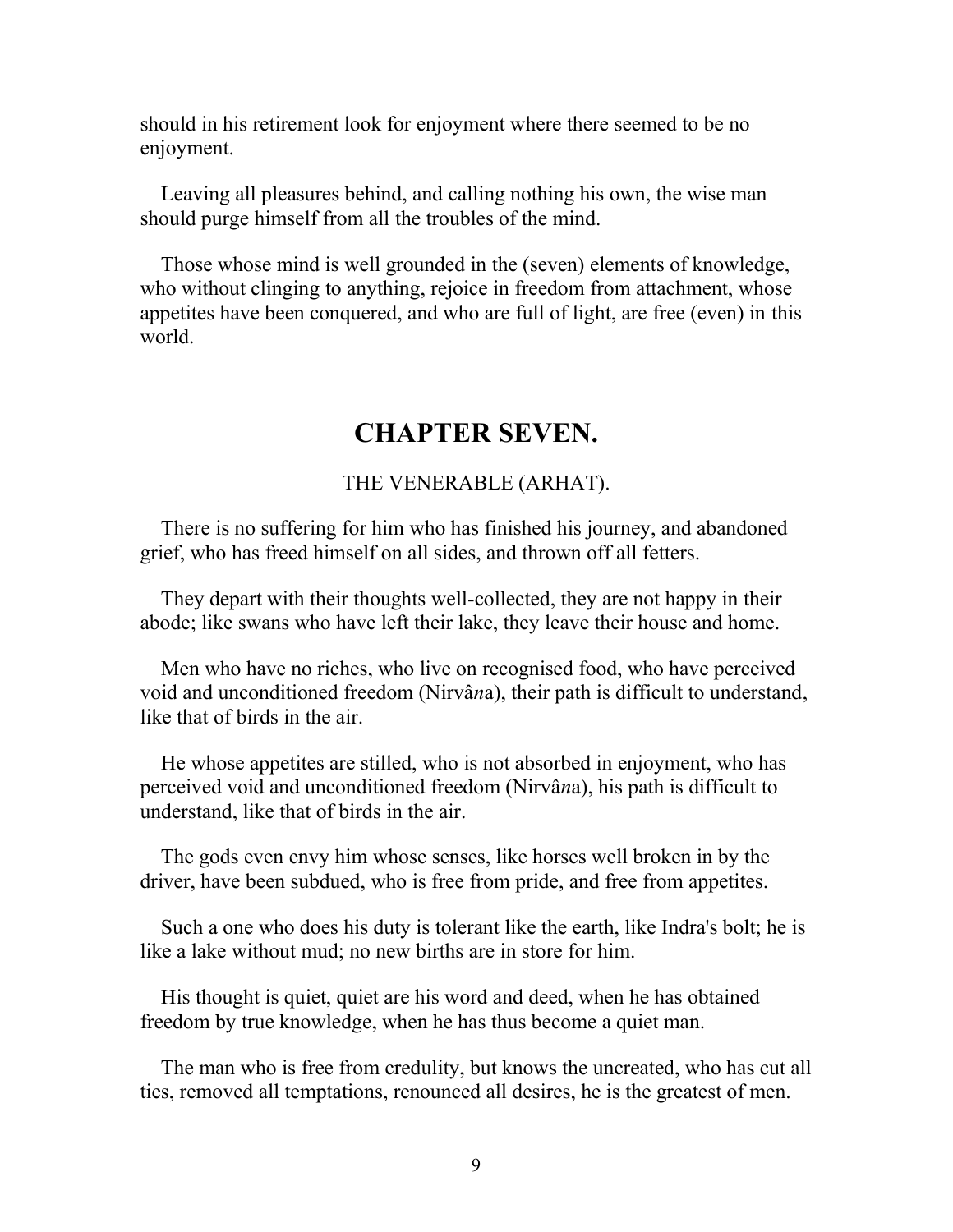should in his retirement look for enjoyment where there seemed to be no enjoyment.

Leaving all pleasures behind, and calling nothing his own, the wise man should purge himself from all the troubles of the mind.

Those whose mind is well grounded in the (seven) elements of knowledge, who without clinging to anything, rejoice in freedom from attachment, whose appetites have been conquered, and who are full of light, are free (even) in this world.

# CHAPTER SEVEN.

THE VENERABLE (ARHAT).

There is no suffering for him who has finished his journey, and abandoned grief, who has freed himself on all sides, and thrown off all fetters.

They depart with their thoughts well-collected, they are not happy in their abode; like swans who have left their lake, they leave their house and home.

Men who have no riches, who live on recognised food, who have perceived void and unconditioned freedom (Nirvâ*n*a), their path is difficult to understand, like that of birds in the air.

He whose appetites are stilled, who is not absorbed in enjoyment, who has perceived void and unconditioned freedom (Nirvâ*n*a), his path is difficult to understand, like that of birds in the air.

The gods even envy him whose senses, like horses well broken in by the driver, have been subdued, who is free from pride, and free from appetites.

Such a one who does his duty is tolerant like the earth, like Indra's bolt; he is like a lake without mud; no new births are in store for him.

His thought is quiet, quiet are his word and deed, when he has obtained freedom by true knowledge, when he has thus become a quiet man.

The man who is free from credulity, but knows the uncreated, who has cut all ties, removed all temptations, renounced all desires, he is the greatest of men.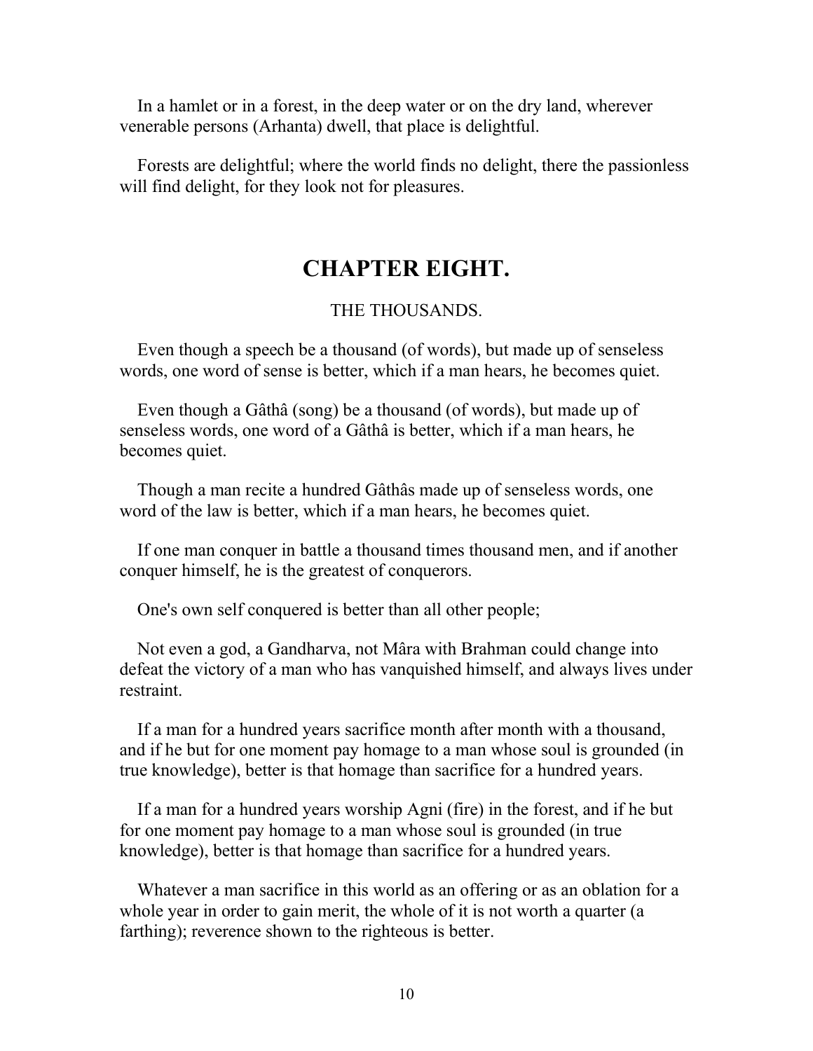In a hamlet or in a forest, in the deep water or on the dry land, wherever venerable persons (Arhanta) dwell, that place is delightful.

Forests are delightful; where the world finds no delight, there the passionless will find delight, for they look not for pleasures.

## CHAPTER EIGHT.

THE THOUSANDS.

Even though a speech be a thousand (of words), but made up of senseless words, one word of sense is better, which if a man hears, he becomes quiet.

Even though a Gâthâ (song) be a thousand (of words), but made up of senseless words, one word of a Gâthâ is better, which if a man hears, he becomes quiet.

Though a man recite a hundred Gâthâs made up of senseless words, one word of the law is better, which if a man hears, he becomes quiet.

If one man conquer in battle a thousand times thousand men, and if another conquer himself, he is the greatest of conquerors.

One's own self conquered is better than all other people;

Not even a god, a Gandharva, not Mâra with Brahman could change into defeat the victory of a man who has vanquished himself, and always lives under restraint.

If a man for a hundred years sacrifice month after month with a thousand, and if he but for one moment pay homage to a man whose soul is grounded (in true knowledge), better is that homage than sacrifice for a hundred years.

If a man for a hundred years worship Agni (fire) in the forest, and if he but for one moment pay homage to a man whose soul is grounded (in true knowledge), better is that homage than sacrifice for a hundred years.

Whatever a man sacrifice in this world as an offering or as an oblation for a whole year in order to gain merit, the whole of it is not worth a quarter (a farthing); reverence shown to the righteous is better.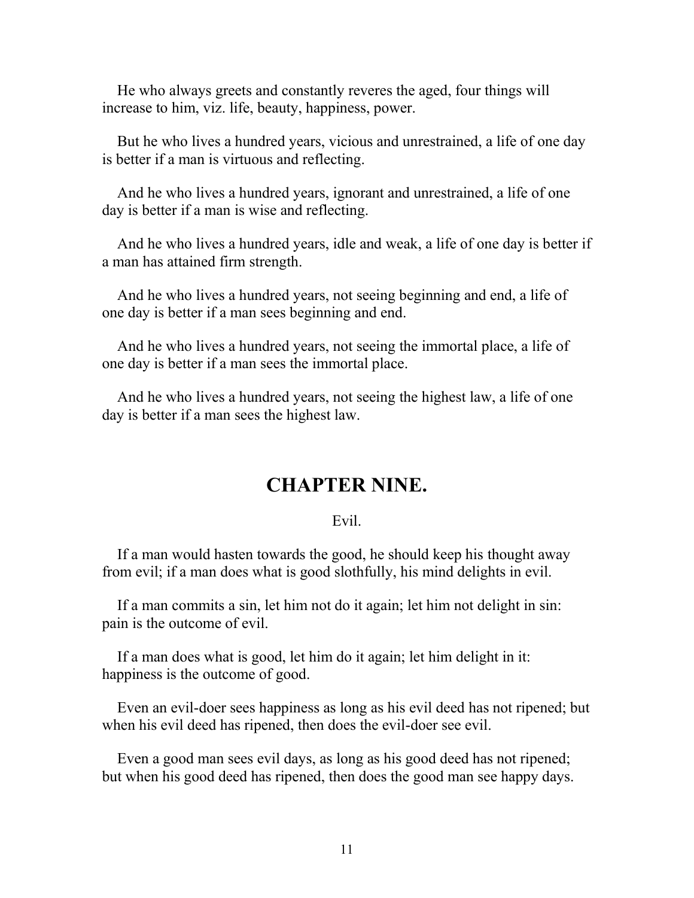He who always greets and constantly reveres the aged, four things will increase to him, viz. life, beauty, happiness, power.

But he who lives a hundred years, vicious and unrestrained, a life of one day is better if a man is virtuous and reflecting.

And he who lives a hundred years, ignorant and unrestrained, a life of one day is better if a man is wise and reflecting.

And he who lives a hundred years, idle and weak, a life of one day is better if a man has attained firm strength.

And he who lives a hundred years, not seeing beginning and end, a life of one day is better if a man sees beginning and end.

And he who lives a hundred years, not seeing the immortal place, a life of one day is better if a man sees the immortal place.

And he who lives a hundred years, not seeing the highest law, a life of one day is better if a man sees the highest law.

## CHAPTER NINE.

Evil.

If a man would hasten towards the good, he should keep his thought away from evil; if a man does what is good slothfully, his mind delights in evil.

If a man commits a sin, let him not do it again; let him not delight in sin: pain is the outcome of evil.

If a man does what is good, let him do it again; let him delight in it: happiness is the outcome of good.

Even an evil-doer sees happiness as long as his evil deed has not ripened; but when his evil deed has ripened, then does the evil-doer see evil.

Even a good man sees evil days, as long as his good deed has not ripened; but when his good deed has ripened, then does the good man see happy days.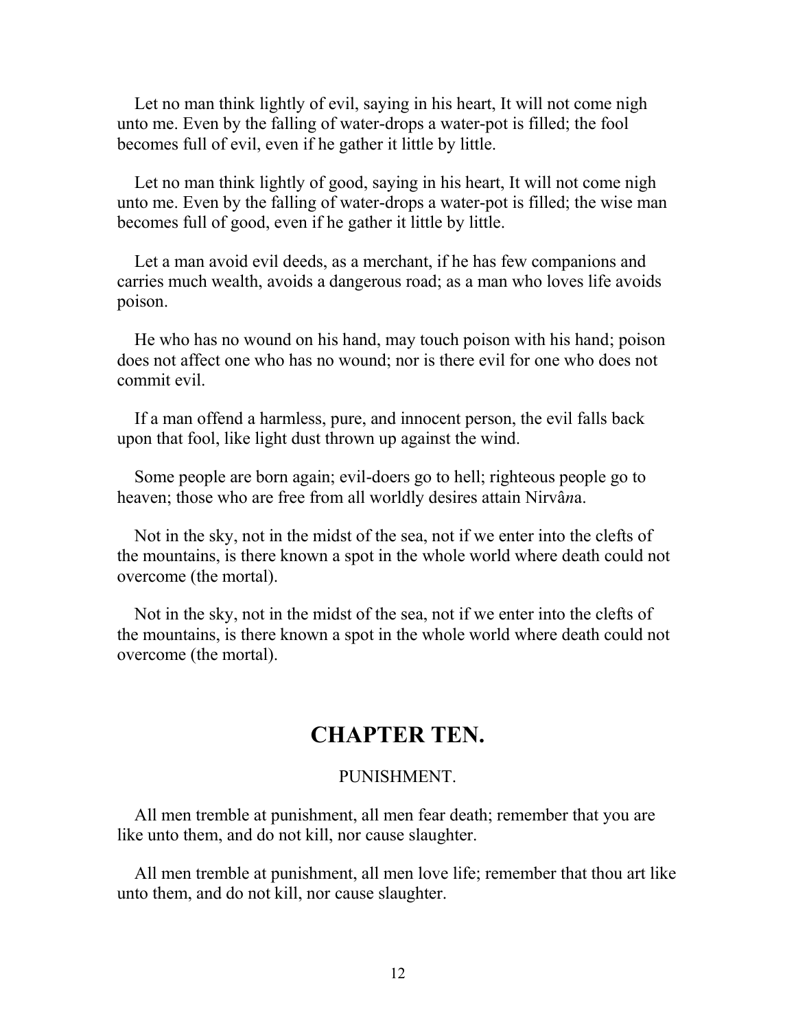Let no man think lightly of evil, saying in his heart, It will not come nigh unto me. Even by the falling of water-drops a water-pot is filled; the fool becomes full of evil, even if he gather it little by little.

Let no man think lightly of good, saying in his heart, It will not come nigh unto me. Even by the falling of water-drops a water-pot is filled; the wise man becomes full of good, even if he gather it little by little.

Let a man avoid evil deeds, as a merchant, if he has few companions and carries much wealth, avoids a dangerous road; as a man who loves life avoids poison.

He who has no wound on his hand, may touch poison with his hand; poison does not affect one who has no wound; nor is there evil for one who does not commit evil.

If a man offend a harmless, pure, and innocent person, the evil falls back upon that fool, like light dust thrown up against the wind.

Some people are born again; evil-doers go to hell; righteous people go to heaven; those who are free from all worldly desires attain Nirvâ*n*a.

Not in the sky, not in the midst of the sea, not if we enter into the clefts of the mountains, is there known a spot in the whole world where death could not overcome (the mortal).

Not in the sky, not in the midst of the sea, not if we enter into the clefts of the mountains, is there known a spot in the whole world where death could not overcome (the mortal).

## CHAPTER TEN.

PUNISHMENT.

All men tremble at punishment, all men fear death; remember that you are like unto them, and do not kill, nor cause slaughter.

All men tremble at punishment, all men love life; remember that thou art like unto them, and do not kill, nor cause slaughter.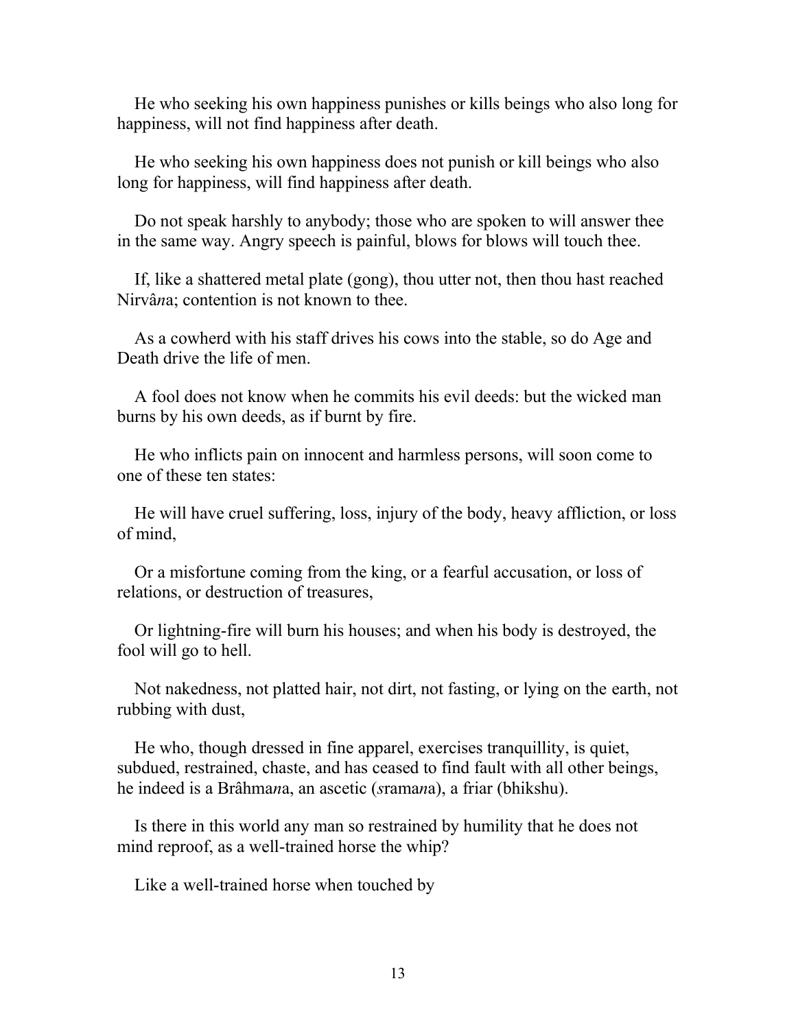He who seeking his own happiness punishes or kills beings who also long for happiness, will not find happiness after death.

He who seeking his own happiness does not punish or kill beings who also long for happiness, will find happiness after death.

Do not speak harshly to anybody; those who are spoken to will answer thee in the same way. Angry speech is painful, blows for blows will touch thee.

If, like a shattered metal plate (gong), thou utter not, then thou hast reached Nirvâ*n*a; contention is not known to thee.

As a cowherd with his staff drives his cows into the stable, so do Age and Death drive the life of men.

A fool does not know when he commits his evil deeds: but the wicked man burns by his own deeds, as if burnt by fire.

He who inflicts pain on innocent and harmless persons, will soon come to one of these ten states:

He will have cruel suffering, loss, injury of the body, heavy affliction, or loss of mind,

Or a misfortune coming from the king, or a fearful accusation, or loss of relations, or destruction of treasures,

Or lightning-fire will burn his houses; and when his body is destroyed, the fool will go to hell.

Not nakedness, not platted hair, not dirt, not fasting, or lying on the earth, not rubbing with dust,

He who, though dressed in fine apparel, exercises tranquillity, is quiet, subdued, restrained, chaste, and has ceased to find fault with all other beings, he indeed is a Brâhma*n*a, an ascetic (*s*rama*n*a), a friar (bhikshu).

Is there in this world any man so restrained by humility that he does not mind reproof, as a well-trained horse the whip?

Like a well-trained horse when touched by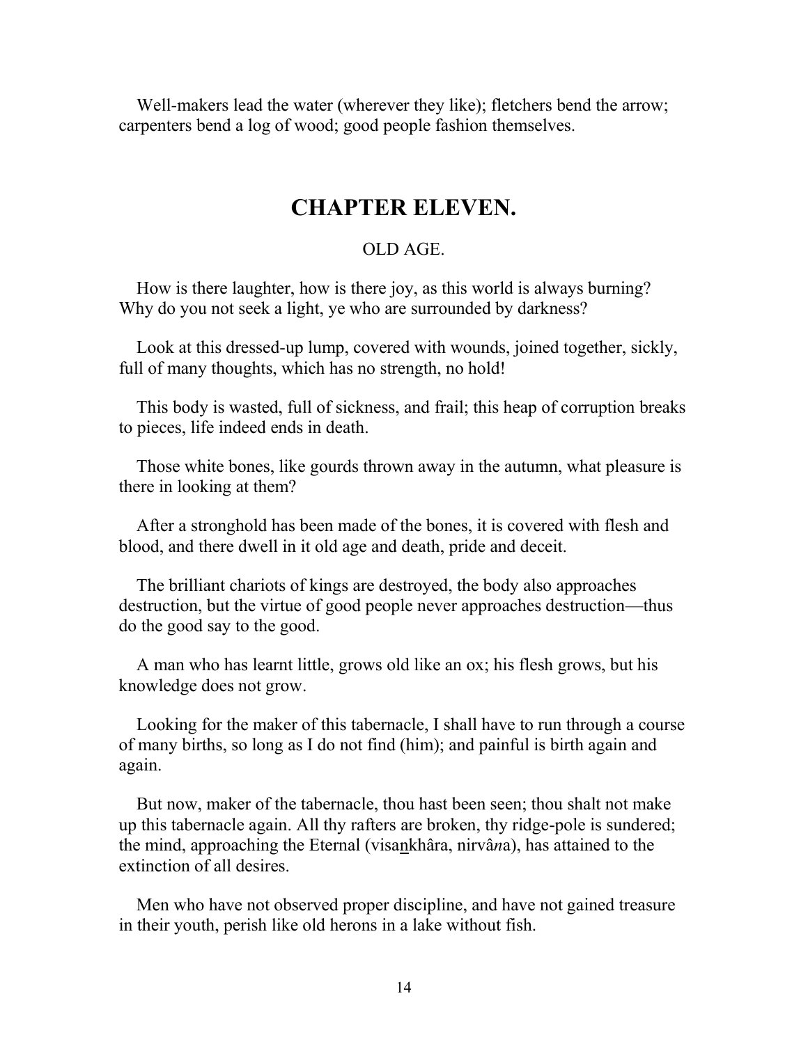Well-makers lead the water (wherever they like); fletchers bend the arrow; carpenters bend a log of wood; good people fashion themselves.

## CHAPTER ELEVEN.

OLD AGE.

How is there laughter, how is there joy, as this world is always burning? Why do you not seek a light, ye who are surrounded by darkness?

Look at this dressed-up lump, covered with wounds, joined together, sickly, full of many thoughts, which has no strength, no hold!

This body is wasted, full of sickness, and frail; this heap of corruption breaks to pieces, life indeed ends in death.

Those white bones, like gourds thrown away in the autumn, what pleasure is there in looking at them?

After a stronghold has been made of the bones, it is covered with flesh and blood, and there dwell in it old age and death, pride and deceit.

The brilliant chariots of kings are destroyed, the body also approaches destruction, but the virtue of good people never approaches destruction—thus do the good say to the good.

A man who has learnt little, grows old like an ox; his flesh grows, but his knowledge does not grow.

Looking for the maker of this tabernacle, I shall have to run through a course of many births, so long as I do not find (him); and painful is birth again and again.

But now, maker of the tabernacle, thou hast been seen; thou shalt not make up this tabernacle again. All thy rafters are broken, thy ridge-pole is sundered; the mind, approaching the Eternal (visankhâra, nirvâ*n*a), has attained to the extinction of all desires.

Men who have not observed proper discipline, and have not gained treasure in their youth, perish like old herons in a lake without fish.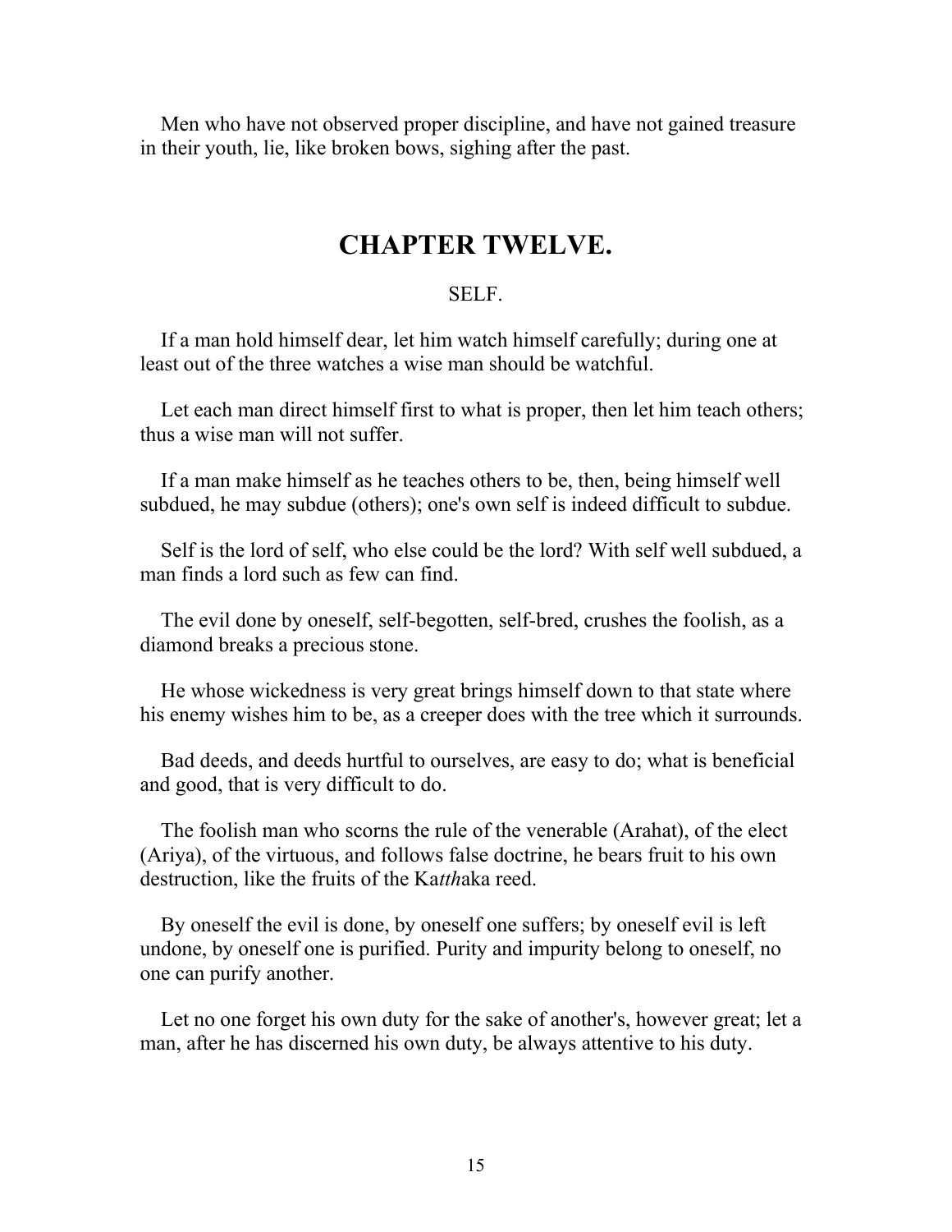Men who have not observed proper discipline, and have not gained treasure in their youth, lie, like broken bows, sighing after the past.

# CHAPTER TWELVE.

SELF.

If a man hold himself dear, let him watch himself carefully; during one at least out of the three watches a wise man should be watchful.

Let each man direct himself first to what is proper, then let him teach others; thus a wise man will not suffer.

If a man make himself as he teaches others to be, then, being himself well subdued, he may subdue (others); one's own self is indeed difficult to subdue.

Self is the lord of self, who else could be the lord? With self well subdued, a man finds a lord such as few can find.

The evil done by oneself, self-begotten, self-bred, crushes the foolish, as a diamond breaks a precious stone.

He whose wickedness is very great brings himself down to that state where his enemy wishes him to be, as a creeper does with the tree which it surrounds.

Bad deeds, and deeds hurtful to ourselves, are easy to do; what is beneficial and good, that is very difficult to do.

The foolish man who scorns the rule of the venerable (Arahat), of the elect (Ariya), of the virtuous, and follows false doctrine, he bears fruit to his own destruction, like the fruits of the Ka*tth*aka reed.

By oneself the evil is done, by oneself one suffers; by oneself evil is left undone, by oneself one is purified. Purity and impurity belong to oneself, no one can purify another.

Let no one forget his own duty for the sake of another's, however great; let a man, after he has discerned his own duty, be always attentive to his duty.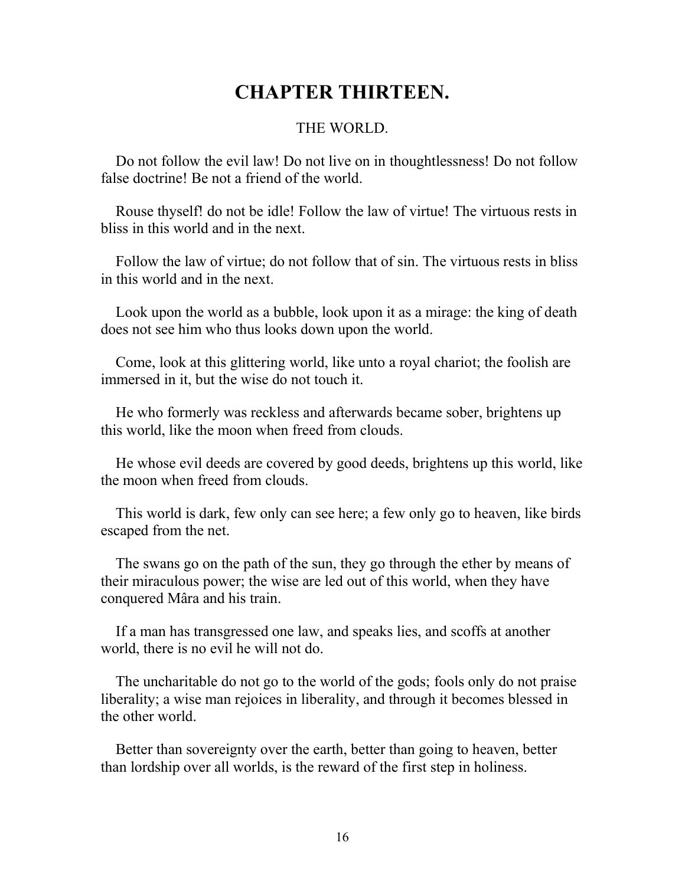# CHAPTER THIRTEEN.

THE WORLD.

Do not follow the evil law! Do not live on in thoughtlessness! Do not follow false doctrine! Be not a friend of the world.

Rouse thyself! do not be idle! Follow the law of virtue! The virtuous rests in bliss in this world and in the next.

Follow the law of virtue; do not follow that of sin. The virtuous rests in bliss in this world and in the next.

Look upon the world as a bubble, look upon it as a mirage: the king of death does not see him who thus looks down upon the world.

Come, look at this glittering world, like unto a royal chariot; the foolish are immersed in it, but the wise do not touch it.

He who formerly was reckless and afterwards became sober, brightens up this world, like the moon when freed from clouds.

He whose evil deeds are covered by good deeds, brightens up this world, like the moon when freed from clouds.

This world is dark, few only can see here; a few only go to heaven, like birds escaped from the net.

The swans go on the path of the sun, they go through the ether by means of their miraculous power; the wise are led out of this world, when they have conquered Mâra and his train.

If a man has transgressed one law, and speaks lies, and scoffs at another world, there is no evil he will not do.

The uncharitable do not go to the world of the gods; fools only do not praise liberality; a wise man rejoices in liberality, and through it becomes blessed in the other world.

Better than sovereignty over the earth, better than going to heaven, better than lordship over all worlds, is the reward of the first step in holiness.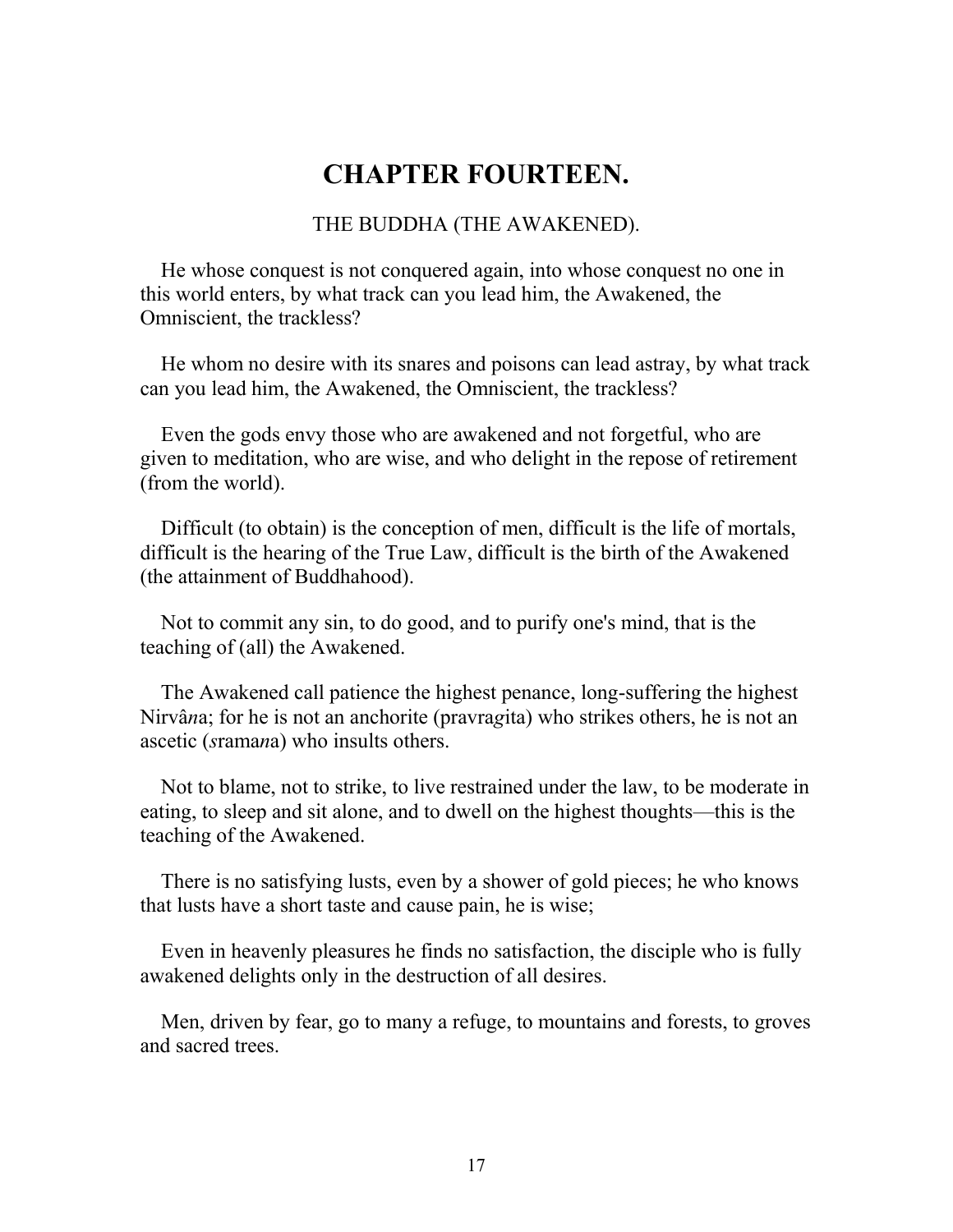# CHAPTER FOURTEEN.

THE BUDDHA (THE AWAKENED).

He whose conquest is not conquered again, into whose conquest no one in this world enters, by what track can you lead him, the Awakened, the Omniscient, the trackless?

He whom no desire with its snares and poisons can lead astray, by what track can you lead him, the Awakened, the Omniscient, the trackless?

Even the gods envy those who are awakened and not forgetful, who are given to meditation, who are wise, and who delight in the repose of retirement (from the world).

Difficult (to obtain) is the conception of men, difficult is the life of mortals, difficult is the hearing of the True Law, difficult is the birth of the Awakened (the attainment of Buddhahood).

Not to commit any sin, to do good, and to purify one's mind, that is the teaching of (all) the Awakened.

The Awakened call patience the highest penance, long-suffering the highest Nirvâ*n*a; for he is not an anchorite (pravra*g*ita) who strikes others, he is not an ascetic (*s*rama*n*a) who insults others.

Not to blame, not to strike, to live restrained under the law, to be moderate in eating, to sleep and sit alone, and to dwell on the highest thoughts—this is the teaching of the Awakened.

There is no satisfying lusts, even by a shower of gold pieces; he who knows that lusts have a short taste and cause pain, he is wise;

Even in heavenly pleasures he finds no satisfaction, the disciple who is fully awakened delights only in the destruction of all desires.

Men, driven by fear, go to many a refuge, to mountains and forests, to groves and sacred trees.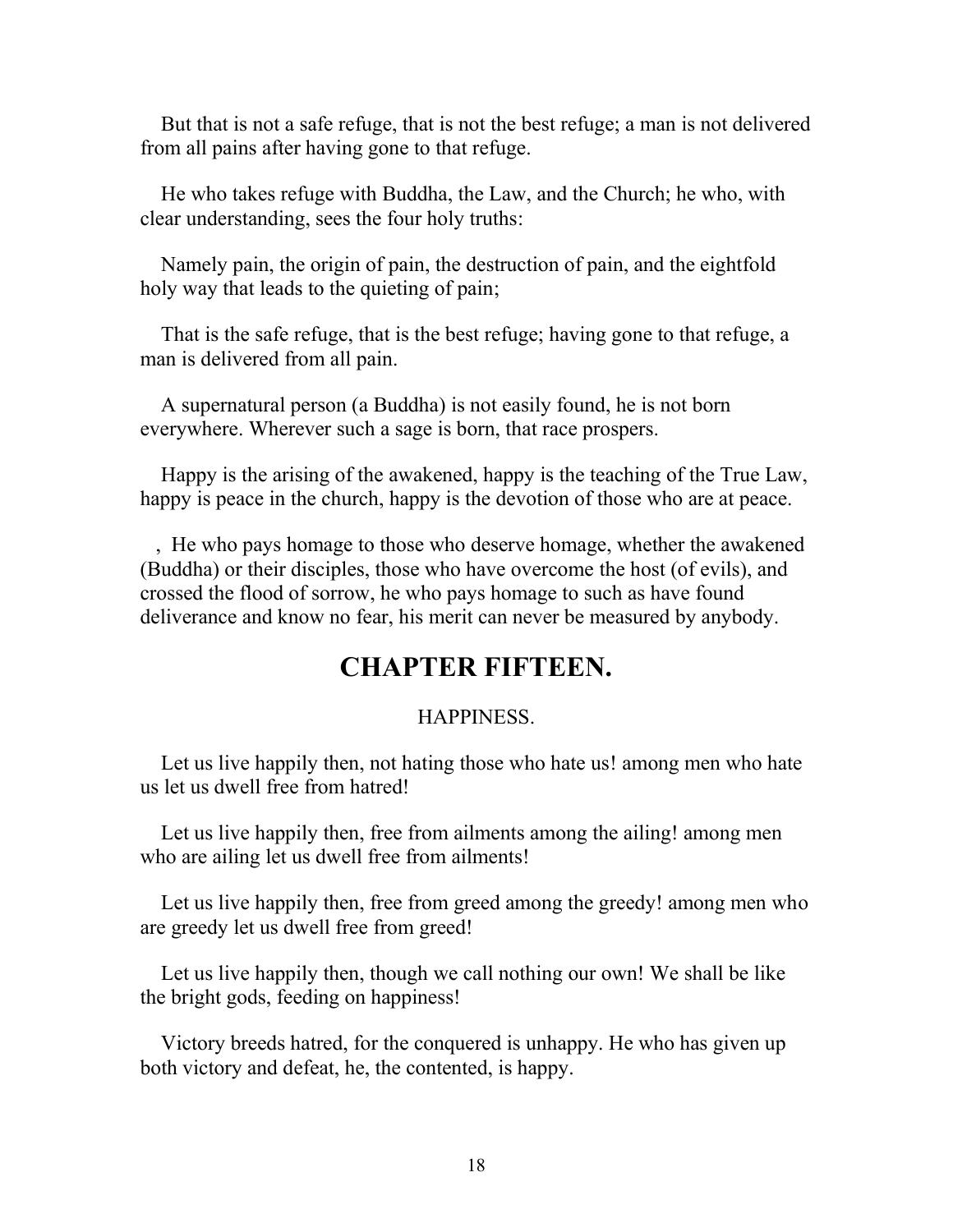But that is not a safe refuge, that is not the best refuge; a man is not delivered from all pains after having gone to that refuge.

He who takes refuge with Buddha, the Law, and the Church; he who, with clear understanding, sees the four holy truths:

Namely pain, the origin of pain, the destruction of pain, and the eightfold holy way that leads to the quieting of pain;

That is the safe refuge, that is the best refuge; having gone to that refuge, a man is delivered from all pain.

A supernatural person (a Buddha) is not easily found, he is not born everywhere. Wherever such a sage is born, that race prospers.

Happy is the arising of the awakened, happy is the teaching of the True Law, happy is peace in the church, happy is the devotion of those who are at peace.

, He who pays homage to those who deserve homage, whether the awakened (Buddha) or their disciples, those who have overcome the host (of evils), and crossed the flood of sorrow, he who pays homage to such as have found deliverance and know no fear, his merit can never be measured by anybody.

## CHAPTER FIFTEEN.

HAPPINESS.

Let us live happily then, not hating those who hate us! among men who hate us let us dwell free from hatred!

Let us live happily then, free from ailments among the ailing! among men who are ailing let us dwell free from ailments!

Let us live happily then, free from greed among the greedy! among men who are greedy let us dwell free from greed!

Let us live happily then, though we call nothing our own! We shall be like the bright gods, feeding on happiness!

Victory breeds hatred, for the conquered is unhappy. He who has given up both victory and defeat, he, the contented, is happy.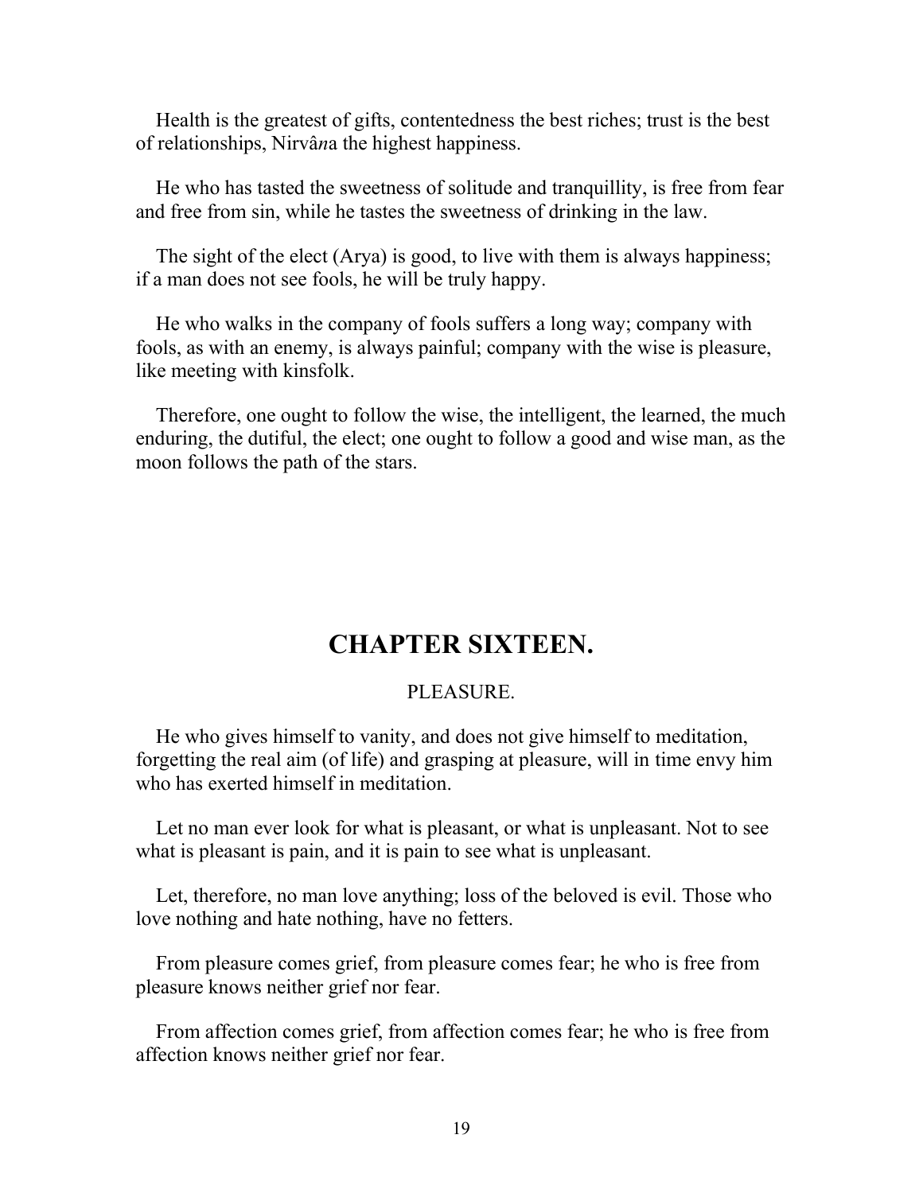Health is the greatest of gifts, contentedness the best riches; trust is the best of relationships, Nirvâ*n*a the highest happiness.

He who has tasted the sweetness of solitude and tranquillity, is free from fear and free from sin, while he tastes the sweetness of drinking in the law.

The sight of the elect (Arya) is good, to live with them is always happiness; if a man does not see fools, he will be truly happy.

He who walks in the company of fools suffers a long way; company with fools, as with an enemy, is always painful; company with the wise is pleasure, like meeting with kinsfolk.

Therefore, one ought to follow the wise, the intelligent, the learned, the much enduring, the dutiful, the elect; one ought to follow a good and wise man, as the moon follows the path of the stars.

# CHAPTER SIXTEEN.

PLEASURE.

He who gives himself to vanity, and does not give himself to meditation, forgetting the real aim (of life) and grasping at pleasure, will in time envy him who has exerted himself in meditation.

Let no man ever look for what is pleasant, or what is unpleasant. Not to see what is pleasant is pain, and it is pain to see what is unpleasant.

Let, therefore, no man love anything; loss of the beloved is evil. Those who love nothing and hate nothing, have no fetters.

From pleasure comes grief, from pleasure comes fear; he who is free from pleasure knows neither grief nor fear.

From affection comes grief, from affection comes fear; he who is free from affection knows neither grief nor fear.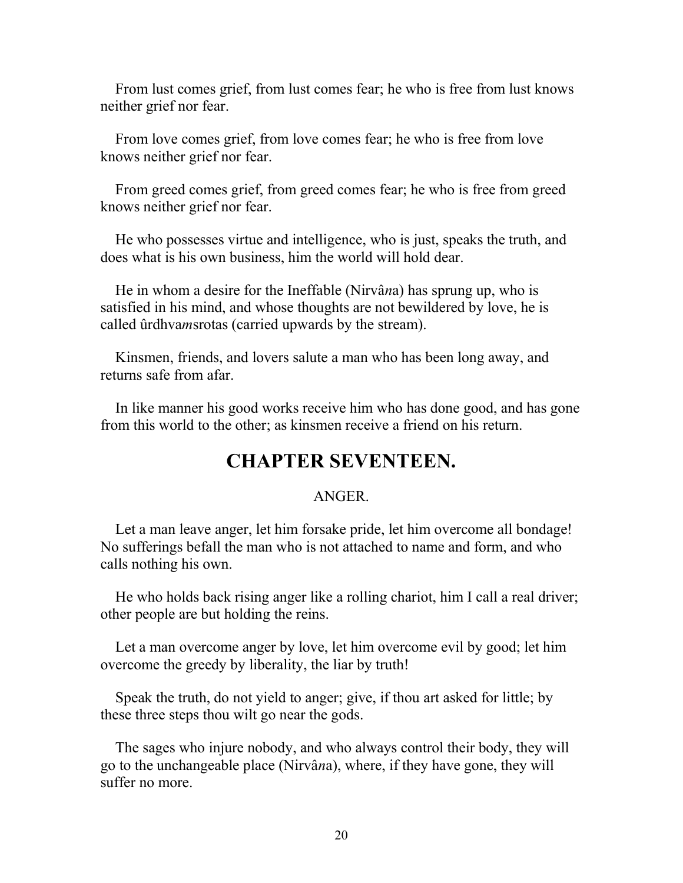From lust comes grief, from lust comes fear; he who is free from lust knows neither grief nor fear.

From love comes grief, from love comes fear; he who is free from love knows neither grief nor fear.

From greed comes grief, from greed comes fear; he who is free from greed knows neither grief nor fear.

He who possesses virtue and intelligence, who is just, speaks the truth, and does what is his own business, him the world will hold dear.

He in whom a desire for the Ineffable (Nirvâ*n*a) has sprung up, who is satisfied in his mind, and whose thoughts are not bewildered by love, he is called ûrdhva*m*srotas (carried upwards by the stream).

Kinsmen, friends, and lovers salute a man who has been long away, and returns safe from afar.

In like manner his good works receive him who has done good, and has gone from this world to the other; as kinsmen receive a friend on his return.

## CHAPTER SEVENTEEN.

ANGER.

Let a man leave anger, let him forsake pride, let him overcome all bondage! No sufferings befall the man who is not attached to name and form, and who calls nothing his own.

He who holds back rising anger like a rolling chariot, him I call a real driver; other people are but holding the reins.

Let a man overcome anger by love, let him overcome evil by good; let him overcome the greedy by liberality, the liar by truth!

Speak the truth, do not yield to anger; give, if thou art asked for little; by these three steps thou wilt go near the gods.

The sages who injure nobody, and who always control their body, they will go to the unchangeable place (Nirvâ*n*a), where, if they have gone, they will suffer no more.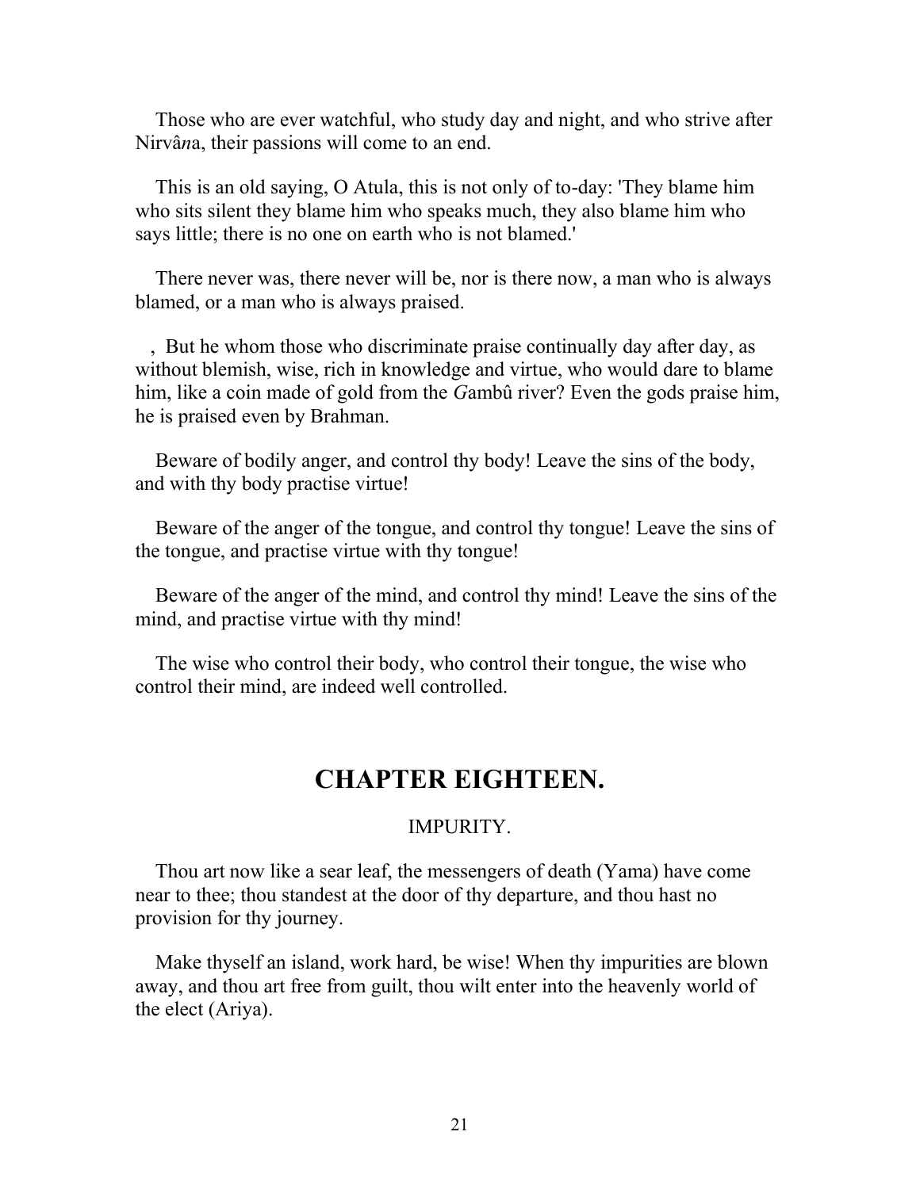Those who are ever watchful, who study day and night, and who strive after Nirvâ*n*a, their passions will come to an end.

This is an old saying, O Atula, this is not only of to-day: 'They blame him who sits silent they blame him who speaks much, they also blame him who says little; there is no one on earth who is not blamed.'

There never was, there never will be, nor is there now, a man who is always blamed, or a man who is always praised.

, But he whom those who discriminate praise continually day after day, as without blemish, wise, rich in knowledge and virtue, who would dare to blame him, like a coin made of gold from the *G*ambû river? Even the gods praise him, he is praised even by Brahman.

Beware of bodily anger, and control thy body! Leave the sins of the body, and with thy body practise virtue!

Beware of the anger of the tongue, and control thy tongue! Leave the sins of the tongue, and practise virtue with thy tongue!

Beware of the anger of the mind, and control thy mind! Leave the sins of the mind, and practise virtue with thy mind!

The wise who control their body, who control their tongue, the wise who control their mind, are indeed well controlled.

## CHAPTER EIGHTEEN.

IMPURITY.

Thou art now like a sear leaf, the messengers of death (Yama) have come near to thee; thou standest at the door of thy departure, and thou hast no provision for thy journey.

Make thyself an island, work hard, be wise! When thy impurities are blown away, and thou art free from guilt, thou wilt enter into the heavenly world of the elect (Ariya).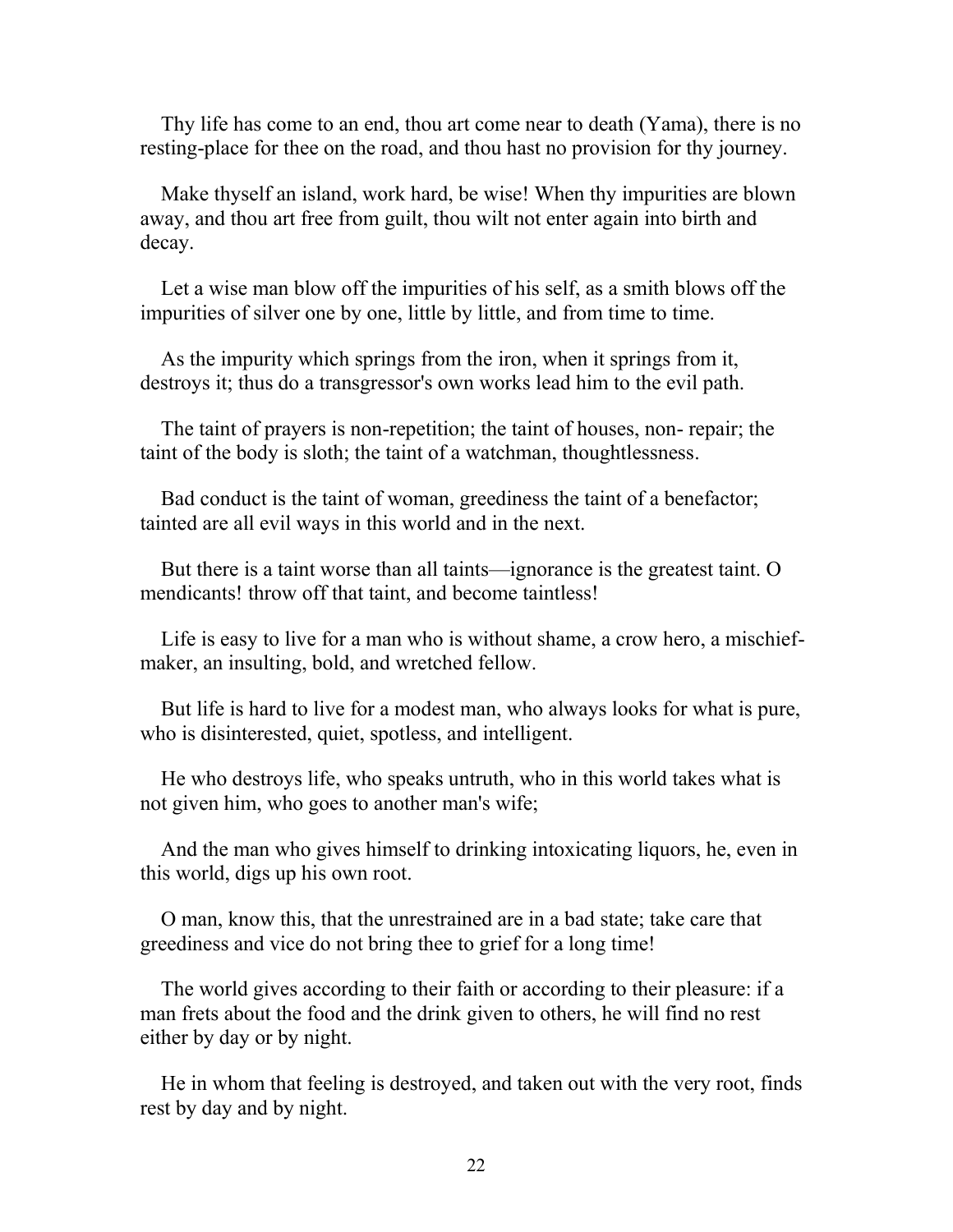Thy life has come to an end, thou art come near to death (Yama), there is no resting-place for thee on the road, and thou hast no provision for thy journey.

Make thyself an island, work hard, be wise! When thy impurities are blown away, and thou art free from guilt, thou wilt not enter again into birth and decay.

Let a wise man blow off the impurities of his self, as a smith blows off the impurities of silver one by one, little by little, and from time to time.

As the impurity which springs from the iron, when it springs from it, destroys it; thus do a transgressor's own works lead him to the evil path.

The taint of prayers is non-repetition; the taint of houses, non- repair; the taint of the body is sloth; the taint of a watchman, thoughtlessness.

Bad conduct is the taint of woman, greediness the taint of a benefactor; tainted are all evil ways in this world and in the next.

But there is a taint worse than all taints—ignorance is the greatest taint. O mendicants! throw off that taint, and become taintless!

Life is easy to live for a man who is without shame, a crow hero, a mischief-maker, an insulting, bold, and wretched fellow.

But life is hard to live for a modest man, who always looks for what is pure, who is disinterested, quiet, spotless, and intelligent.

He who destroys life, who speaks untruth, who in this world takes what is not given him, who goes to another man's wife;

And the man who gives himself to drinking intoxicating liquors, he, even in this world, digs up his own root.

O man, know this, that the unrestrained are in a bad state; take care that greediness and vice do not bring thee to grief for a long time!

The world gives according to their faith or according to their pleasure: if a man frets about the food and the drink given to others, he will find no rest either by day or by night.

He in whom that feeling is destroyed, and taken out with the very root, finds rest by day and by night.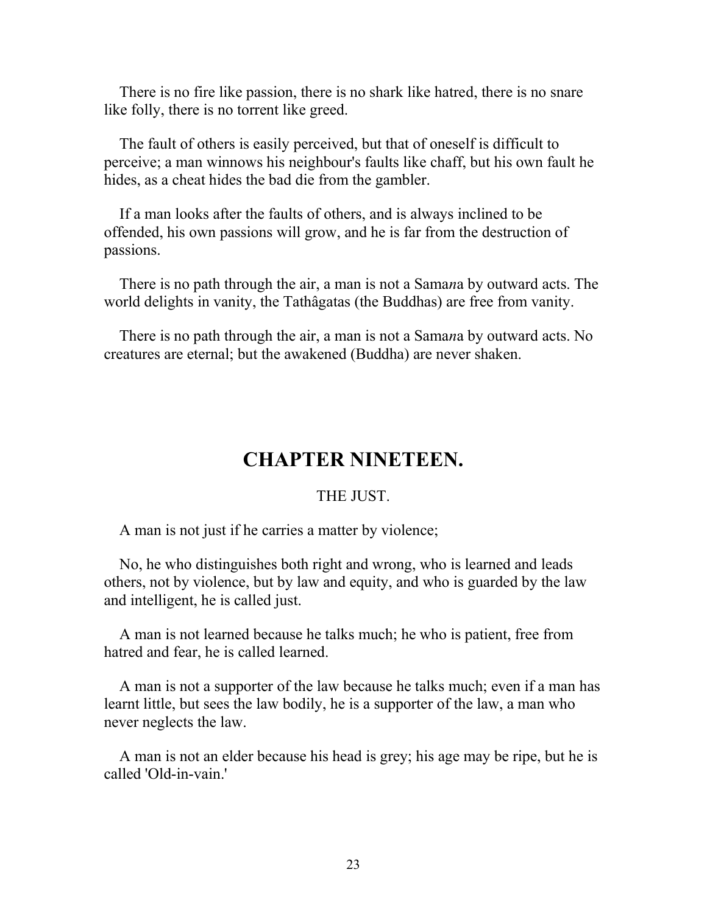There is no fire like passion, there is no shark like hatred, there is no snare like folly, there is no torrent like greed.

The fault of others is easily perceived, but that of oneself is difficult to perceive; a man winnows his neighbour's faults like chaff, but his own fault he hides, as a cheat hides the bad die from the gambler.

If a man looks after the faults of others, and is always inclined to be offended, his own passions will grow, and he is far from the destruction of passions.

There is no path through the air, a man is not a Sama*n*a by outward acts. The world delights in vanity, the Tathâgatas (the Buddhas) are free from vanity.

There is no path through the air, a man is not a Sama*n*a by outward acts. No creatures are eternal; but the awakened (Buddha) are never shaken.

# CHAPTER NINETEEN.

THE JUST.

A man is not just if he carries a matter by violence;

No, he who distinguishes both right and wrong, who is learned and leads others, not by violence, but by law and equity, and who is guarded by the law and intelligent, he is called just.

A man is not learned because he talks much; he who is patient, free from hatred and fear, he is called learned.

A man is not a supporter of the law because he talks much; even if a man has learnt little, but sees the law bodily, he is a supporter of the law, a man who never neglects the law.

A man is not an elder because his head is grey; his age may be ripe, but he is called 'Old-in-vain.'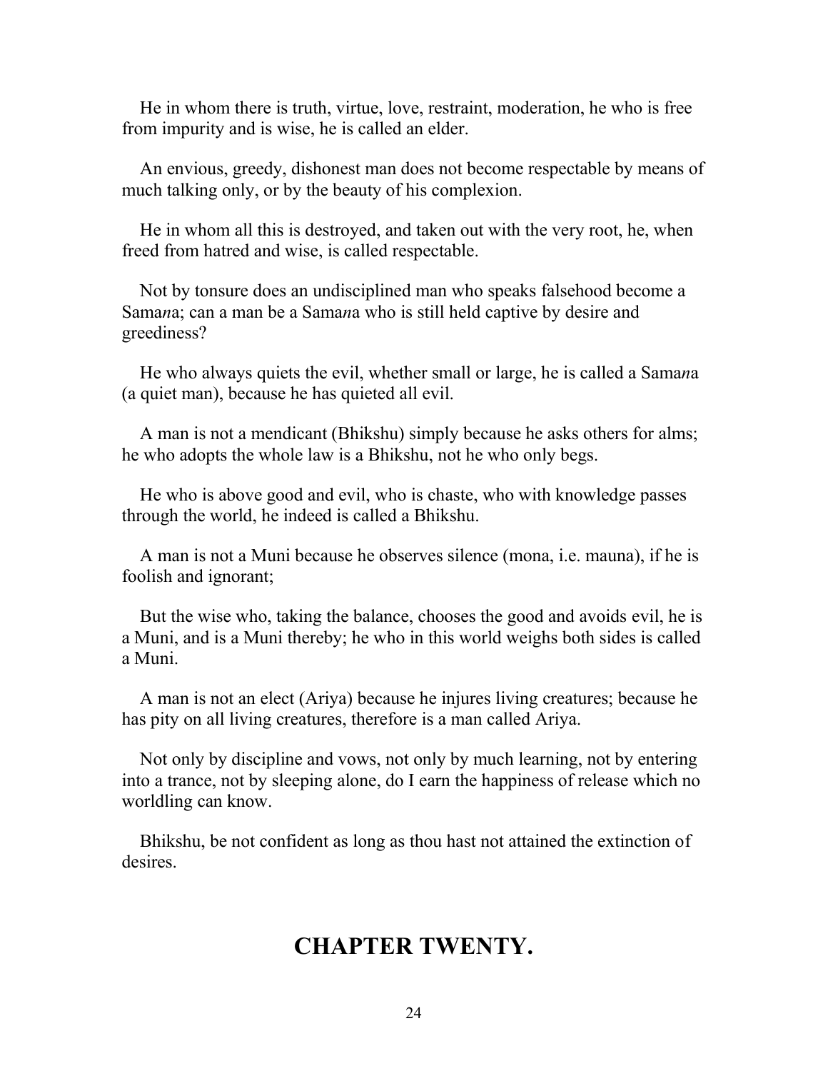He in whom there is truth, virtue, love, restraint, moderation, he who is free from impurity and is wise, he is called an elder.

An envious, greedy, dishonest man does not become respectable by means of much talking only, or by the beauty of his complexion.

He in whom all this is destroyed, and taken out with the very root, he, when freed from hatred and wise, is called respectable.

Not by tonsure does an undisciplined man who speaks falsehood become a Sama*n*a; can a man be a Sama*n*a who is still held captive by desire and greediness?

He who always quiets the evil, whether small or large, he is called a Sama*n*a (a quiet man), because he has quieted all evil.

A man is not a mendicant (Bhikshu) simply because he asks others for alms; he who adopts the whole law is a Bhikshu, not he who only begs.

He who is above good and evil, who is chaste, who with knowledge passes through the world, he indeed is called a Bhikshu.

A man is not a Muni because he observes silence (mona, i.e. mauna), if he is foolish and ignorant;

But the wise who, taking the balance, chooses the good and avoids evil, he is a Muni, and is a Muni thereby; he who in this world weighs both sides is called a Muni.

A man is not an elect (Ariya) because he injures living creatures; because he has pity on all living creatures, therefore is a man called Ariya.

Not only by discipline and vows, not only by much learning, not by entering into a trance, not by sleeping alone, do I earn the happiness of release which no worldling can know.

Bhikshu, be not confident as long as thou hast not attained the extinction of desires.

## CHAPTER TWENTY.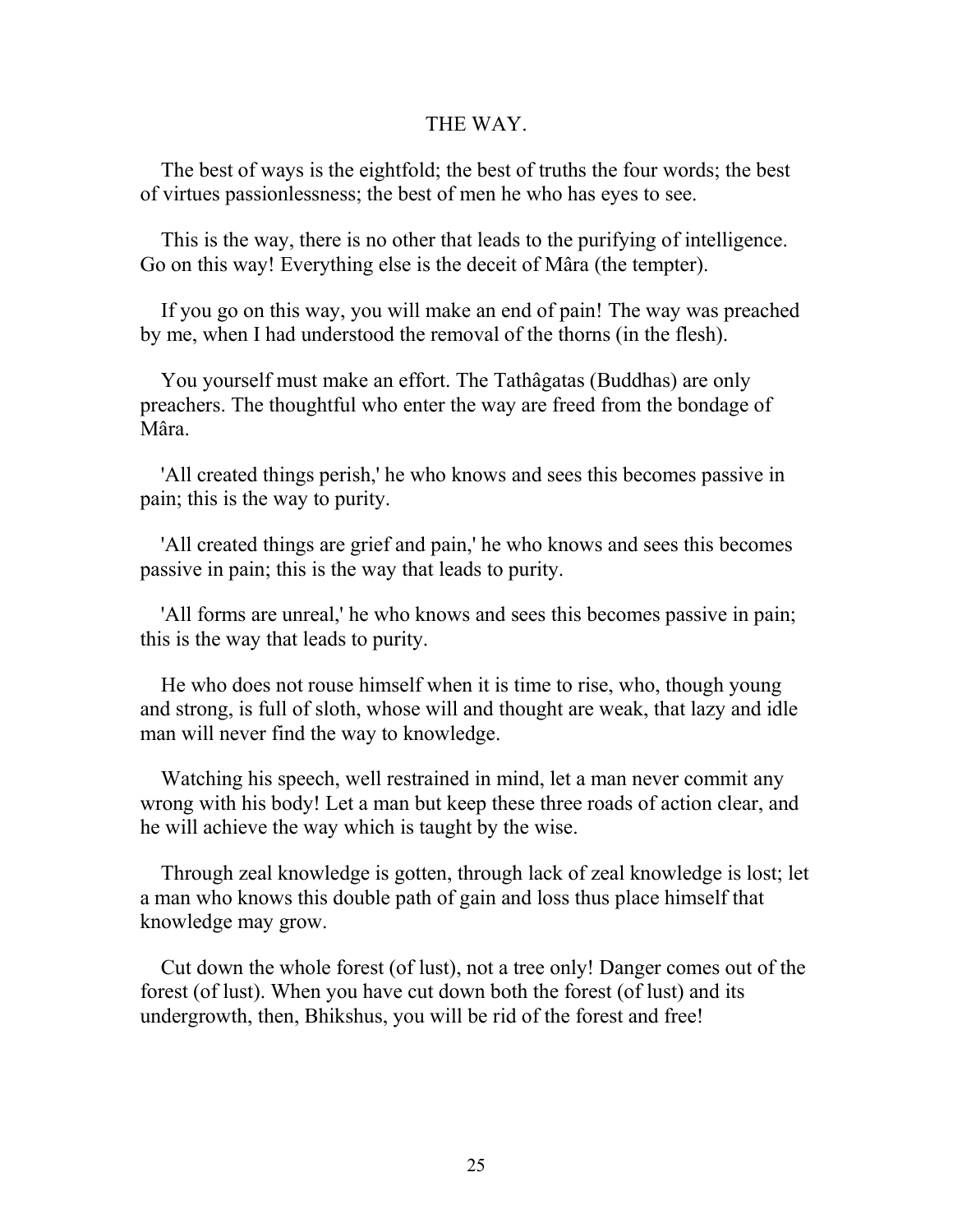## THE WAY.

The best of ways is the eightfold; the best of truths the four words; the best of virtues passionlessness; the best of men he who has eyes to see.

This is the way, there is no other that leads to the purifying of intelligence. Go on this way! Everything else is the deceit of Mâra (the tempter).

If you go on this way, you will make an end of pain! The way was preached by me, when I had understood the removal of the thorns (in the flesh).

You yourself must make an effort. The Tathâgatas (Buddhas) are only preachers. The thoughtful who enter the way are freed from the bondage of Mâra.

'All created things perish,' he who knows and sees this becomes passive in pain; this is the way to purity.

'All created things are grief and pain,' he who knows and sees this becomes passive in pain; this is the way that leads to purity.

'All forms are unreal,' he who knows and sees this becomes passive in pain; this is the way that leads to purity.

He who does not rouse himself when it is time to rise, who, though young and strong, is full of sloth, whose will and thought are weak, that lazy and idle man will never find the way to knowledge.

Watching his speech, well restrained in mind, let a man never commit any wrong with his body! Let a man but keep these three roads of action clear, and he will achieve the way which is taught by the wise.

Through zeal knowledge is gotten, through lack of zeal knowledge is lost; let a man who knows this double path of gain and loss thus place himself that knowledge may grow.

Cut down the whole forest (of lust), not a tree only! Danger comes out of the forest (of lust). When you have cut down both the forest (of lust) and its undergrowth, then, Bhikshus, you will be rid of the forest and free!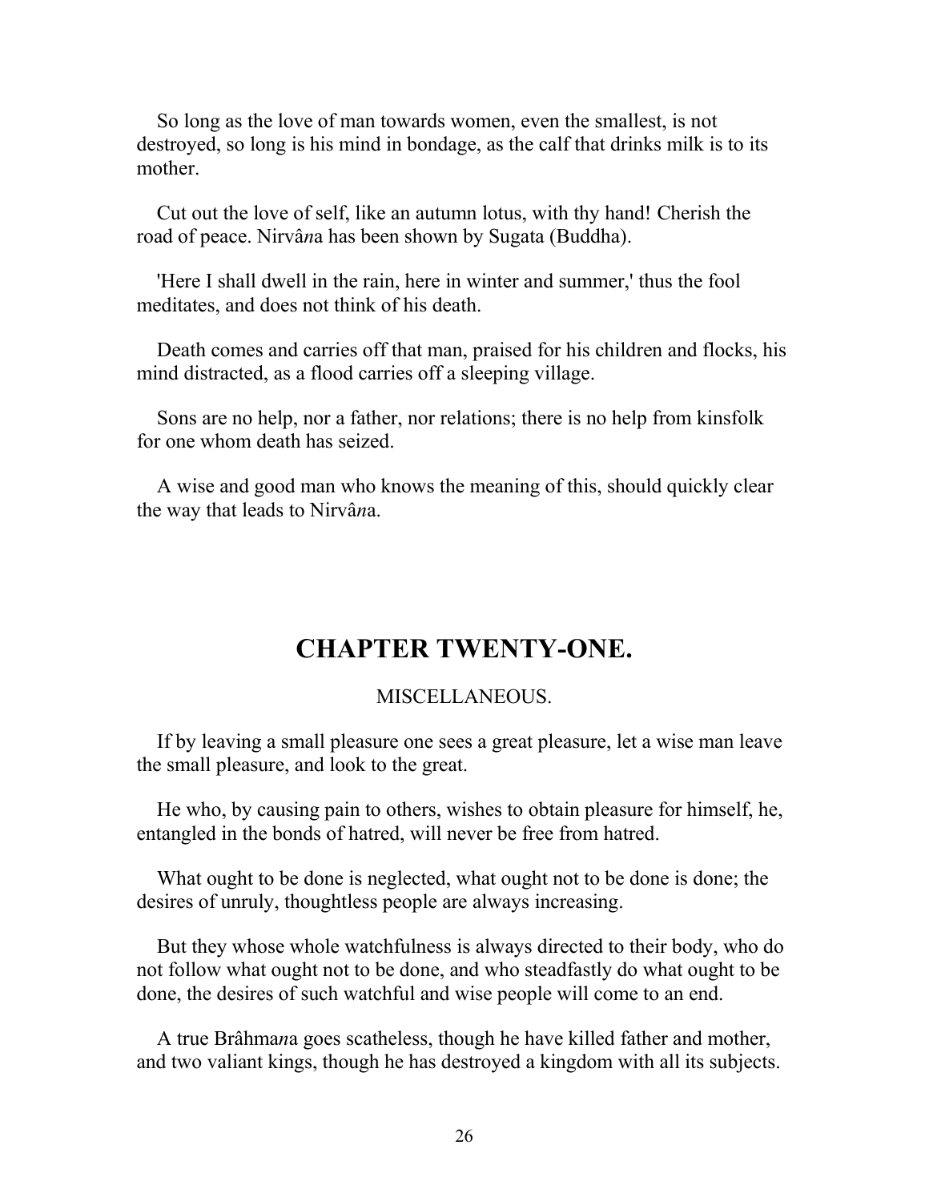So long as the love of man towards women, even the smallest, is not destroyed, so long is his mind in bondage, as the calf that drinks milk is to its mother.

Cut out the love of self, like an autumn lotus, with thy hand! Cherish the road of peace. Nirvâ*n*a has been shown by Sugata (Buddha).

'Here I shall dwell in the rain, here in winter and summer,' thus the fool meditates, and does not think of his death.

Death comes and carries off that man, praised for his children and flocks, his mind distracted, as a flood carries off a sleeping village.

Sons are no help, nor a father, nor relations; there is no help from kinsfolk for one whom death has seized.

A wise and good man who knows the meaning of this, should quickly clear the way that leads to Nirvâ*n*a.

## CHAPTER TWENTY-ONE.

MISCELLANEOUS.

If by leaving a small pleasure one sees a great pleasure, let a wise man leave the small pleasure, and look to the great.

He who, by causing pain to others, wishes to obtain pleasure for himself, he, entangled in the bonds of hatred, will never be free from hatred.

What ought to be done is neglected, what ought not to be done is done; the desires of unruly, thoughtless people are always increasing.

But they whose whole watchfulness is always directed to their body, who do not follow what ought not to be done, and who steadfastly do what ought to be done, the desires of such watchful and wise people will come to an end.

A true Brâhma*n*a goes scatheless, though he have killed father and mother, and two valiant kings, though he has destroyed a kingdom with all its subjects.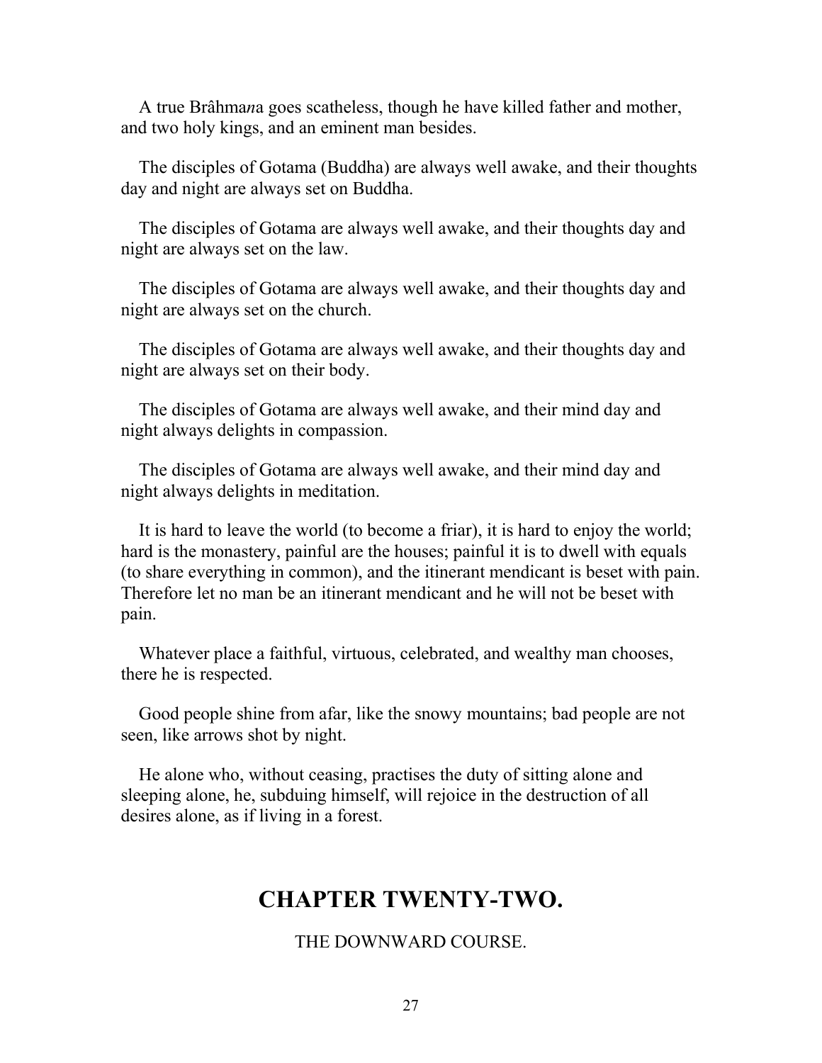A true Brâhma*n*a goes scatheless, though he have killed father and mother, and two holy kings, and an eminent man besides.

The disciples of Gotama (Buddha) are always well awake, and their thoughts day and night are always set on Buddha.

The disciples of Gotama are always well awake, and their thoughts day and night are always set on the law.

The disciples of Gotama are always well awake, and their thoughts day and night are always set on the church.

The disciples of Gotama are always well awake, and their thoughts day and night are always set on their body.

The disciples of Gotama are always well awake, and their mind day and night always delights in compassion.

The disciples of Gotama are always well awake, and their mind day and night always delights in meditation.

It is hard to leave the world (to become a friar), it is hard to enjoy the world; hard is the monastery, painful are the houses; painful it is to dwell with equals (to share everything in common), and the itinerant mendicant is beset with pain. Therefore let no man be an itinerant mendicant and he will not be beset with pain.

Whatever place a faithful, virtuous, celebrated, and wealthy man chooses, there he is respected.

Good people shine from afar, like the snowy mountains; bad people are not seen, like arrows shot by night.

He alone who, without ceasing, practises the duty of sitting alone and sleeping alone, he, subduing himself, will rejoice in the destruction of all desires alone, as if living in a forest.

## CHAPTER TWENTY-TWO.

THE DOWNWARD COURSE.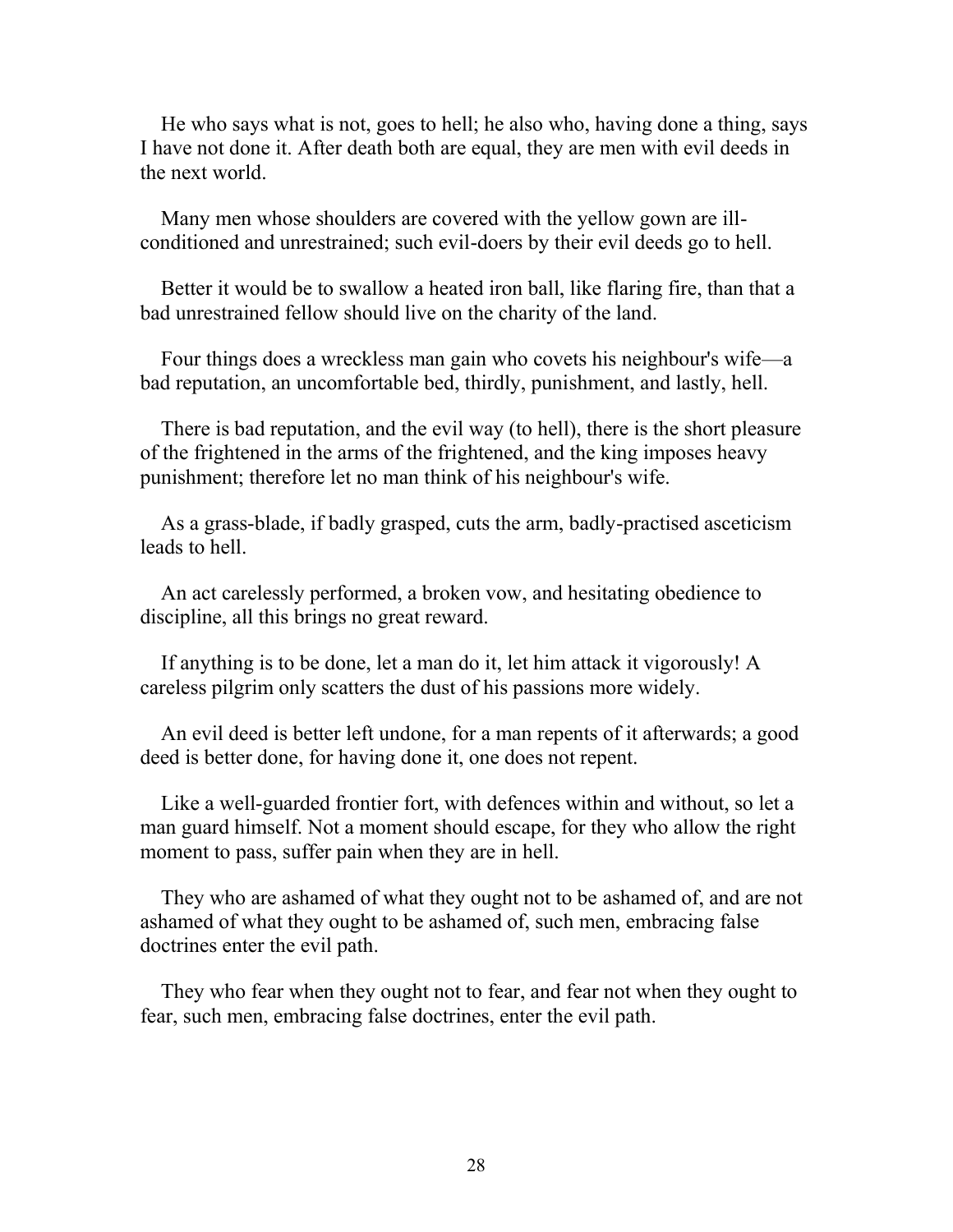He who says what is not, goes to hell; he also who, having done a thing, says I have not done it. After death both are equal, they are men with evil deeds in the next world.

Many men whose shoulders are covered with the yellow gown are ill-conditioned and unrestrained; such evil-doers by their evil deeds go to hell.

Better it would be to swallow a heated iron ball, like flaring fire, than that a bad unrestrained fellow should live on the charity of the land.

Four things does a wreckless man gain who covets his neighbour's wife—a bad reputation, an uncomfortable bed, thirdly, punishment, and lastly, hell.

There is bad reputation, and the evil way (to hell), there is the short pleasure of the frightened in the arms of the frightened, and the king imposes heavy punishment; therefore let no man think of his neighbour's wife.

As a grass-blade, if badly grasped, cuts the arm, badly-practised asceticism leads to hell.

An act carelessly performed, a broken vow, and hesitating obedience to discipline, all this brings no great reward.

If anything is to be done, let a man do it, let him attack it vigorously! A careless pilgrim only scatters the dust of his passions more widely.

An evil deed is better left undone, for a man repents of it afterwards; a good deed is better done, for having done it, one does not repent.

Like a well-guarded frontier fort, with defences within and without, so let a man guard himself. Not a moment should escape, for they who allow the right moment to pass, suffer pain when they are in hell.

They who are ashamed of what they ought not to be ashamed of, and are not ashamed of what they ought to be ashamed of, such men, embracing false doctrines enter the evil path.

They who fear when they ought not to fear, and fear not when they ought to fear, such men, embracing false doctrines, enter the evil path.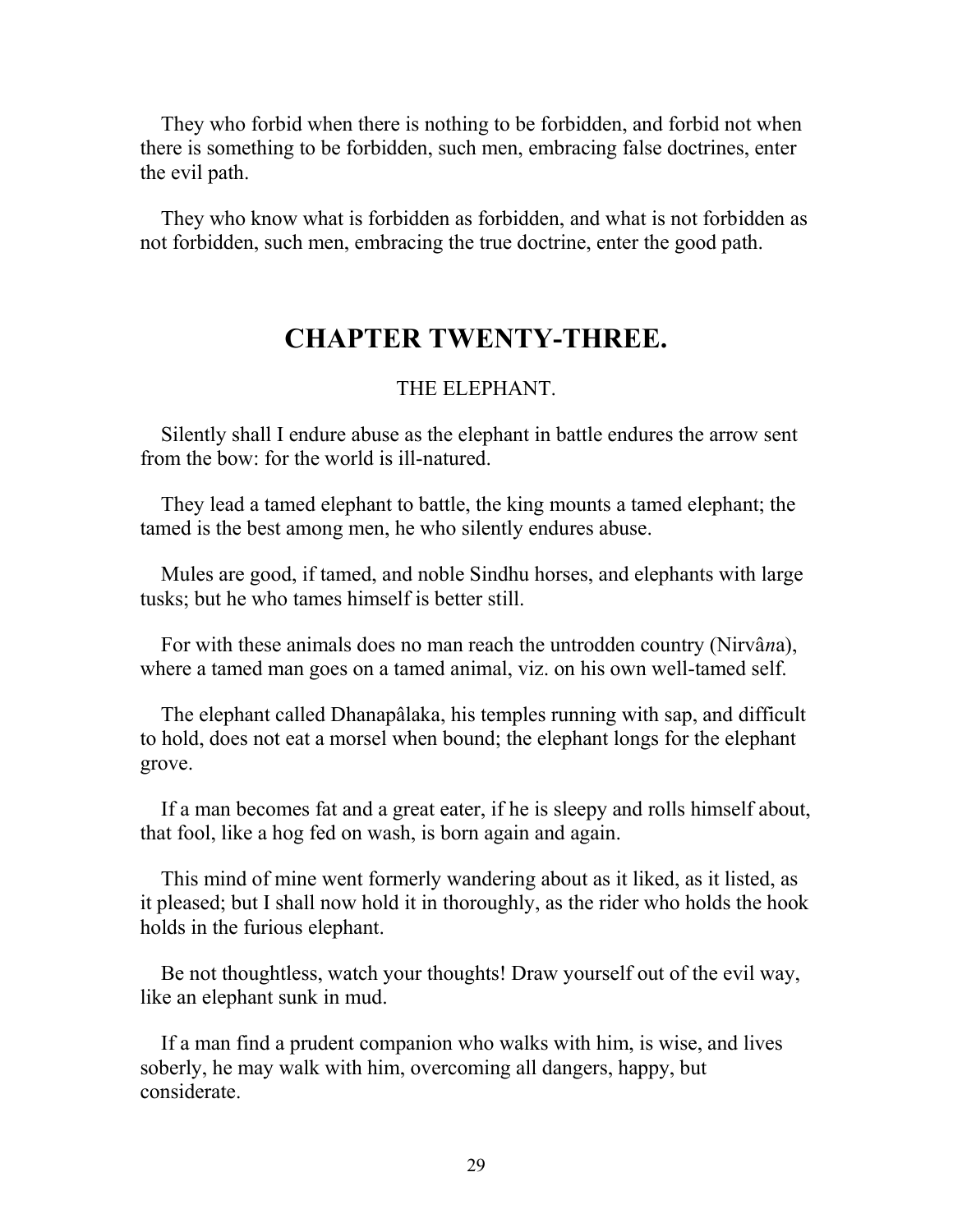They who forbid when there is nothing to be forbidden, and forbid not when there is something to be forbidden, such men, embracing false doctrines, enter the evil path.

They who know what is forbidden as forbidden, and what is not forbidden as not forbidden, such men, embracing the true doctrine, enter the good path.

# CHAPTER TWENTY-THREE.

THE ELEPHANT.

Silently shall I endure abuse as the elephant in battle endures the arrow sent from the bow: for the world is ill-natured.

They lead a tamed elephant to battle, the king mounts a tamed elephant; the tamed is the best among men, he who silently endures abuse.

Mules are good, if tamed, and noble Sindhu horses, and elephants with large tusks; but he who tames himself is better still.

For with these animals does no man reach the untrodden country (Nirvâ*n*a), where a tamed man goes on a tamed animal, viz. on his own well-tamed self.

The elephant called Dhanapâlaka, his temples running with sap, and difficult to hold, does not eat a morsel when bound; the elephant longs for the elephant grove.

If a man becomes fat and a great eater, if he is sleepy and rolls himself about, that fool, like a hog fed on wash, is born again and again.

This mind of mine went formerly wandering about as it liked, as it listed, as it pleased; but I shall now hold it in thoroughly, as the rider who holds the hook holds in the furious elephant.

Be not thoughtless, watch your thoughts! Draw yourself out of the evil way, like an elephant sunk in mud.

If a man find a prudent companion who walks with him, is wise, and lives soberly, he may walk with him, overcoming all dangers, happy, but considerate.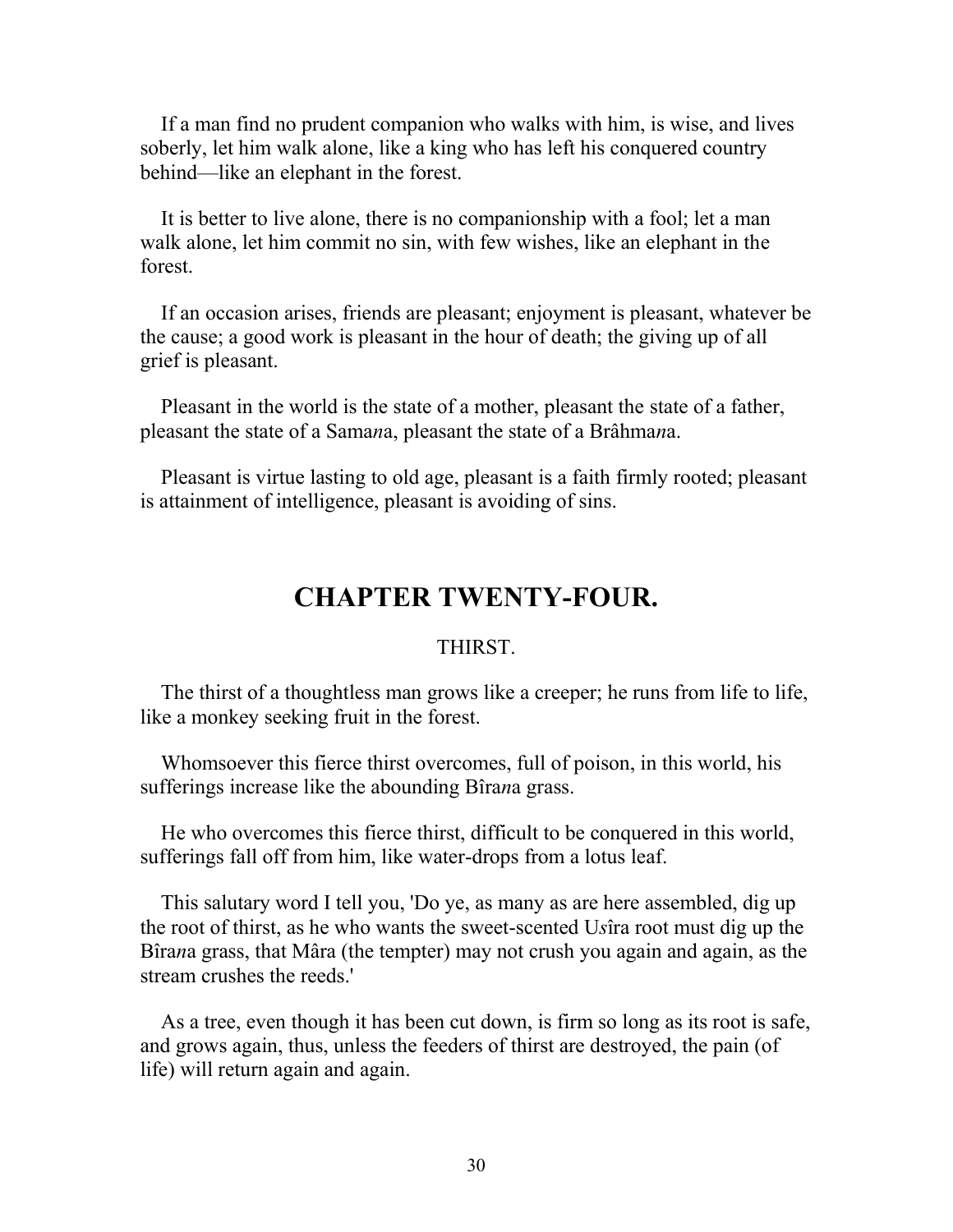If a man find no prudent companion who walks with him, is wise, and lives soberly, let him walk alone, like a king who has left his conquered country behind—like an elephant in the forest.

It is better to live alone, there is no companionship with a fool; let a man walk alone, let him commit no sin, with few wishes, like an elephant in the forest.

If an occasion arises, friends are pleasant; enjoyment is pleasant, whatever be the cause; a good work is pleasant in the hour of death; the giving up of all grief is pleasant.

Pleasant in the world is the state of a mother, pleasant the state of a father, pleasant the state of a Sama*n*a, pleasant the state of a Brâhma*n*a.

Pleasant is virtue lasting to old age, pleasant is a faith firmly rooted; pleasant is attainment of intelligence, pleasant is avoiding of sins.

## CHAPTER TWENTY-FOUR.

THIRST.

The thirst of a thoughtless man grows like a creeper; he runs from life to life, like a monkey seeking fruit in the forest.

Whomsoever this fierce thirst overcomes, full of poison, in this world, his sufferings increase like the abounding Bîra*n*a grass.

He who overcomes this fierce thirst, difficult to be conquered in this world, sufferings fall off from him, like water-drops from a lotus leaf.

This salutary word I tell you, 'Do ye, as many as are here assembled, dig up the root of thirst, as he who wants the sweet-scented U*s*îra root must dig up the Bîra*n*a grass, that Mâra (the tempter) may not crush you again and again, as the stream crushes the reeds.'

As a tree, even though it has been cut down, is firm so long as its root is safe, and grows again, thus, unless the feeders of thirst are destroyed, the pain (of life) will return again and again.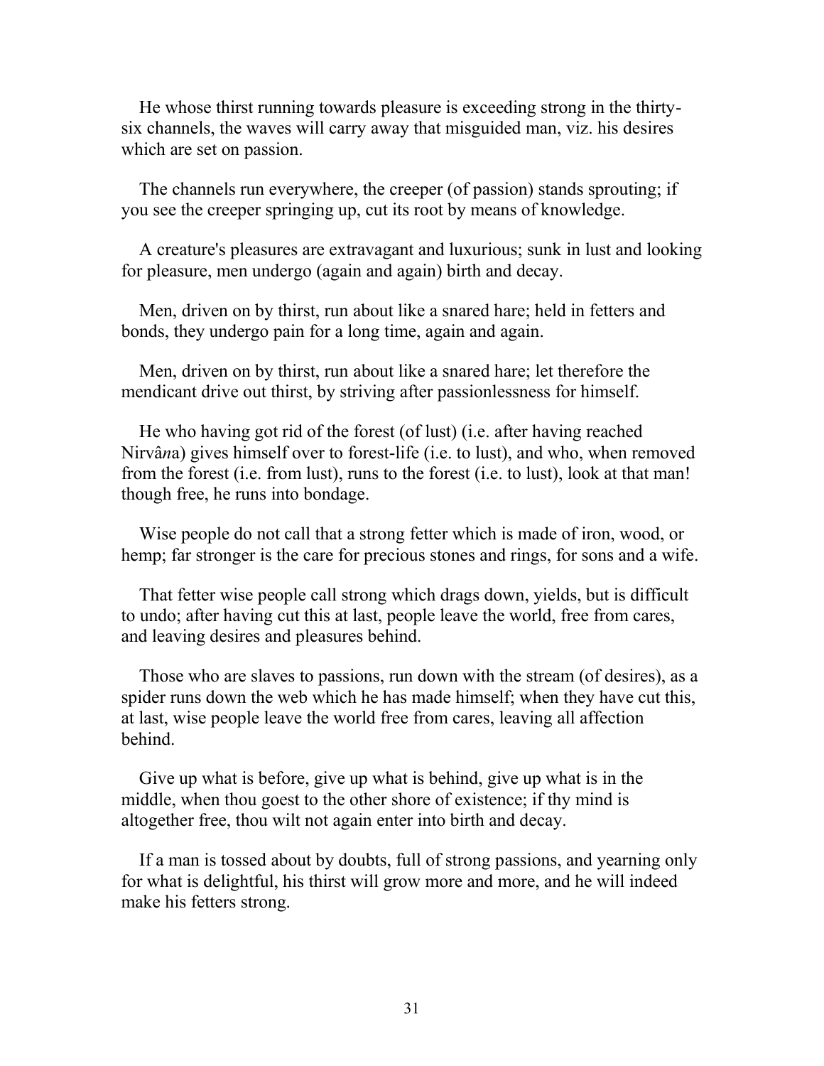He whose thirst running towards pleasure is exceeding strong in the thirty-six channels, the waves will carry away that misguided man, viz. his desires which are set on passion.

The channels run everywhere, the creeper (of passion) stands sprouting; if you see the creeper springing up, cut its root by means of knowledge.

A creature's pleasures are extravagant and luxurious; sunk in lust and looking for pleasure, men undergo (again and again) birth and decay.

Men, driven on by thirst, run about like a snared hare; held in fetters and bonds, they undergo pain for a long time, again and again.

Men, driven on by thirst, run about like a snared hare; let therefore the mendicant drive out thirst, by striving after passionlessness for himself.

He who having got rid of the forest (of lust) (i.e. after having reached Nirvâ*n*a) gives himself over to forest-life (i.e. to lust), and who, when removed from the forest (i.e. from lust), runs to the forest (i.e. to lust), look at that man! though free, he runs into bondage.

Wise people do not call that a strong fetter which is made of iron, wood, or hemp; far stronger is the care for precious stones and rings, for sons and a wife.

That fetter wise people call strong which drags down, yields, but is difficult to undo; after having cut this at last, people leave the world, free from cares, and leaving desires and pleasures behind.

Those who are slaves to passions, run down with the stream (of desires), as a spider runs down the web which he has made himself; when they have cut this, at last, wise people leave the world free from cares, leaving all affection behind.

Give up what is before, give up what is behind, give up what is in the middle, when thou goest to the other shore of existence; if thy mind is altogether free, thou wilt not again enter into birth and decay.

If a man is tossed about by doubts, full of strong passions, and yearning only for what is delightful, his thirst will grow more and more, and he will indeed make his fetters strong.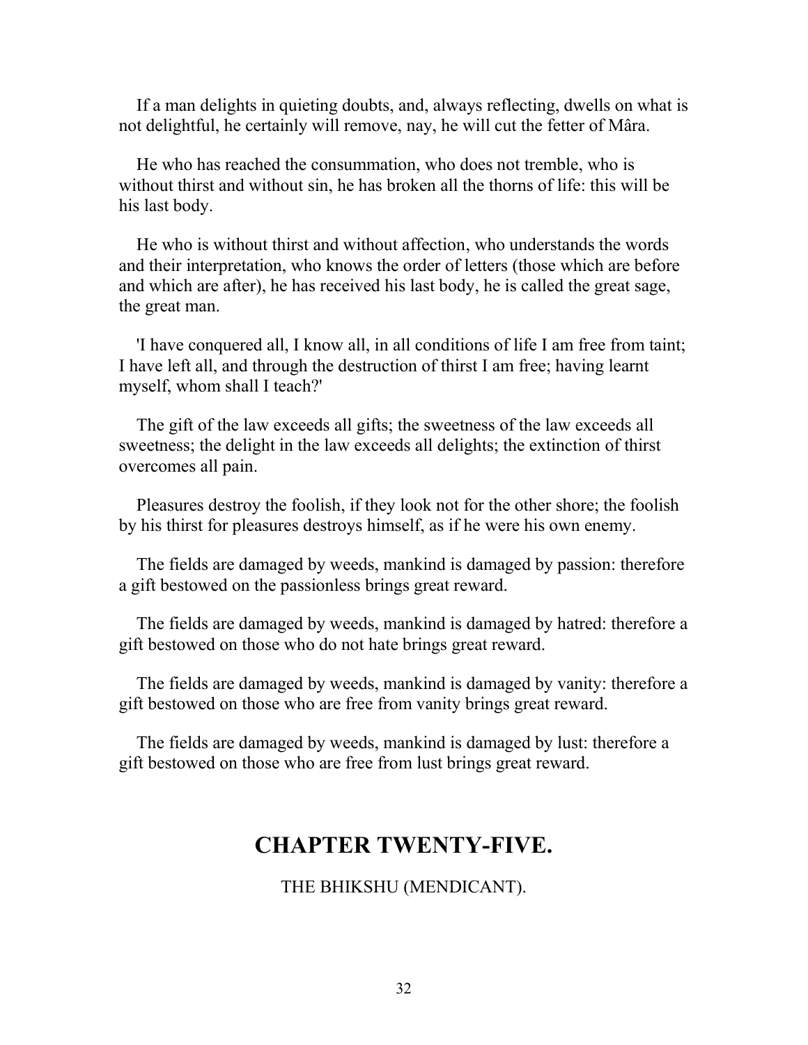If a man delights in quieting doubts, and, always reflecting, dwells on what is not delightful, he certainly will remove, nay, he will cut the fetter of Mâra.

He who has reached the consummation, who does not tremble, who is without thirst and without sin, he has broken all the thorns of life: this will be his last body.

He who is without thirst and without affection, who understands the words and their interpretation, who knows the order of letters (those which are before and which are after), he has received his last body, he is called the great sage, the great man.

'I have conquered all, I know all, in all conditions of life I am free from taint; I have left all, and through the destruction of thirst I am free; having learnt myself, whom shall I teach?'

The gift of the law exceeds all gifts; the sweetness of the law exceeds all sweetness; the delight in the law exceeds all delights; the extinction of thirst overcomes all pain.

Pleasures destroy the foolish, if they look not for the other shore; the foolish by his thirst for pleasures destroys himself, as if he were his own enemy.

The fields are damaged by weeds, mankind is damaged by passion: therefore a gift bestowed on the passionless brings great reward.

The fields are damaged by weeds, mankind is damaged by hatred: therefore a gift bestowed on those who do not hate brings great reward.

The fields are damaged by weeds, mankind is damaged by vanity: therefore a gift bestowed on those who are free from vanity brings great reward.

The fields are damaged by weeds, mankind is damaged by lust: therefore a gift bestowed on those who are free from lust brings great reward.

## CHAPTER TWENTY-FIVE.

THE BHIKSHU (MENDICANT).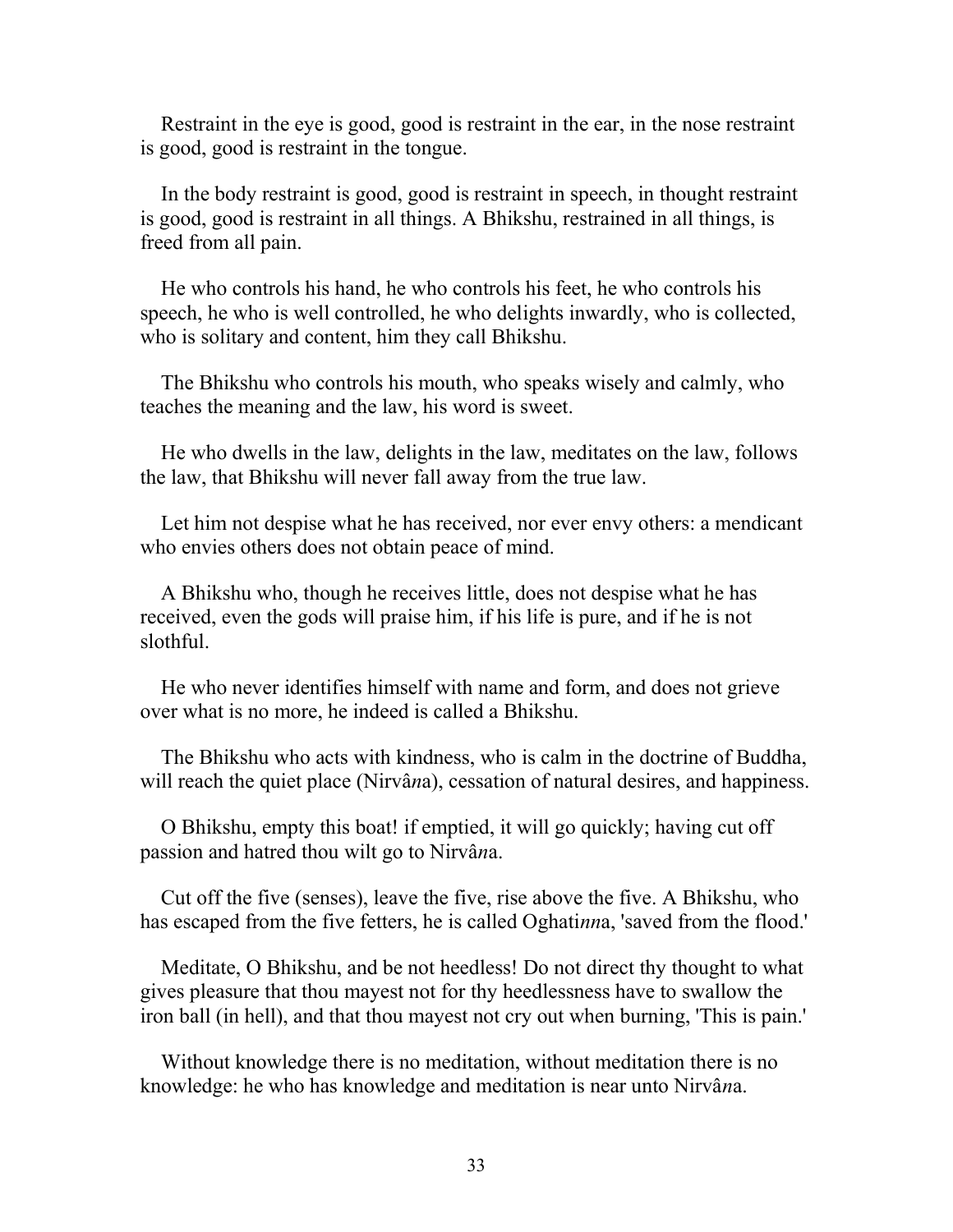Restraint in the eye is good, good is restraint in the ear, in the nose restraint is good, good is restraint in the tongue.

In the body restraint is good, good is restraint in speech, in thought restraint is good, good is restraint in all things. A Bhikshu, restrained in all things, is freed from all pain.

He who controls his hand, he who controls his feet, he who controls his speech, he who is well controlled, he who delights inwardly, who is collected, who is solitary and content, him they call Bhikshu.

The Bhikshu who controls his mouth, who speaks wisely and calmly, who teaches the meaning and the law, his word is sweet.

He who dwells in the law, delights in the law, meditates on the law, follows the law, that Bhikshu will never fall away from the true law.

Let him not despise what he has received, nor ever envy others: a mendicant who envies others does not obtain peace of mind.

A Bhikshu who, though he receives little, does not despise what he has received, even the gods will praise him, if his life is pure, and if he is not slothful.

He who never identifies himself with name and form, and does not grieve over what is no more, he indeed is called a Bhikshu.

The Bhikshu who acts with kindness, who is calm in the doctrine of Buddha, will reach the quiet place (Nirvâ*n*a), cessation of natural desires, and happiness.

O Bhikshu, empty this boat! if emptied, it will go quickly; having cut off passion and hatred thou wilt go to Nirvâ*n*a.

Cut off the five (senses), leave the five, rise above the five. A Bhikshu, who has escaped from the five fetters, he is called Oghati*nn*a, 'saved from the flood.'

Meditate, O Bhikshu, and be not heedless! Do not direct thy thought to what gives pleasure that thou mayest not for thy heedlessness have to swallow the iron ball (in hell), and that thou mayest not cry out when burning, 'This is pain.'

Without knowledge there is no meditation, without meditation there is no knowledge: he who has knowledge and meditation is near unto Nirvâ*n*a.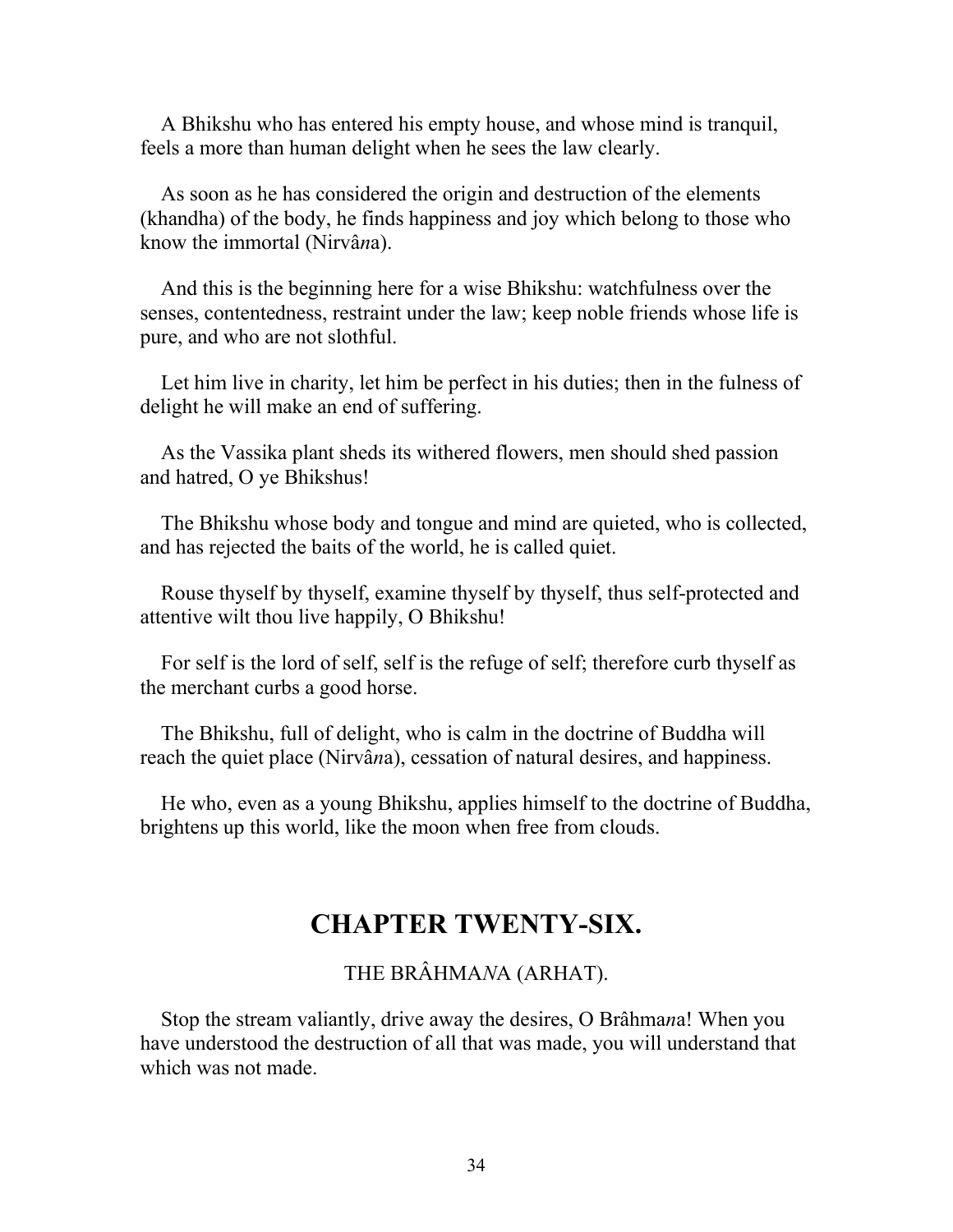A Bhikshu who has entered his empty house, and whose mind is tranquil, feels a more than human delight when he sees the law clearly.

As soon as he has considered the origin and destruction of the elements (khandha) of the body, he finds happiness and joy which belong to those who know the immortal (Nirvâ*n*a).

And this is the beginning here for a wise Bhikshu: watchfulness over the senses, contentedness, restraint under the law; keep noble friends whose life is pure, and who are not slothful.

Let him live in charity, let him be perfect in his duties; then in the fulness of delight he will make an end of suffering.

As the Vassika plant sheds its withered flowers, men should shed passion and hatred, O ye Bhikshus!

The Bhikshu whose body and tongue and mind are quieted, who is collected, and has rejected the baits of the world, he is called quiet.

Rouse thyself by thyself, examine thyself by thyself, thus self-protected and attentive wilt thou live happily, O Bhikshu!

For self is the lord of self, self is the refuge of self; therefore curb thyself as the merchant curbs a good horse.

The Bhikshu, full of delight, who is calm in the doctrine of Buddha will reach the quiet place (Nirvâ*n*a), cessation of natural desires, and happiness.

He who, even as a young Bhikshu, applies himself to the doctrine of Buddha, brightens up this world, like the moon when free from clouds.

## CHAPTER TWENTY-SIX.

### THE BRÂHMA*N*A (ARHAT).

Stop the stream valiantly, drive away the desires, O Brâhma*n*a! When you have understood the destruction of all that was made, you will understand that which was not made.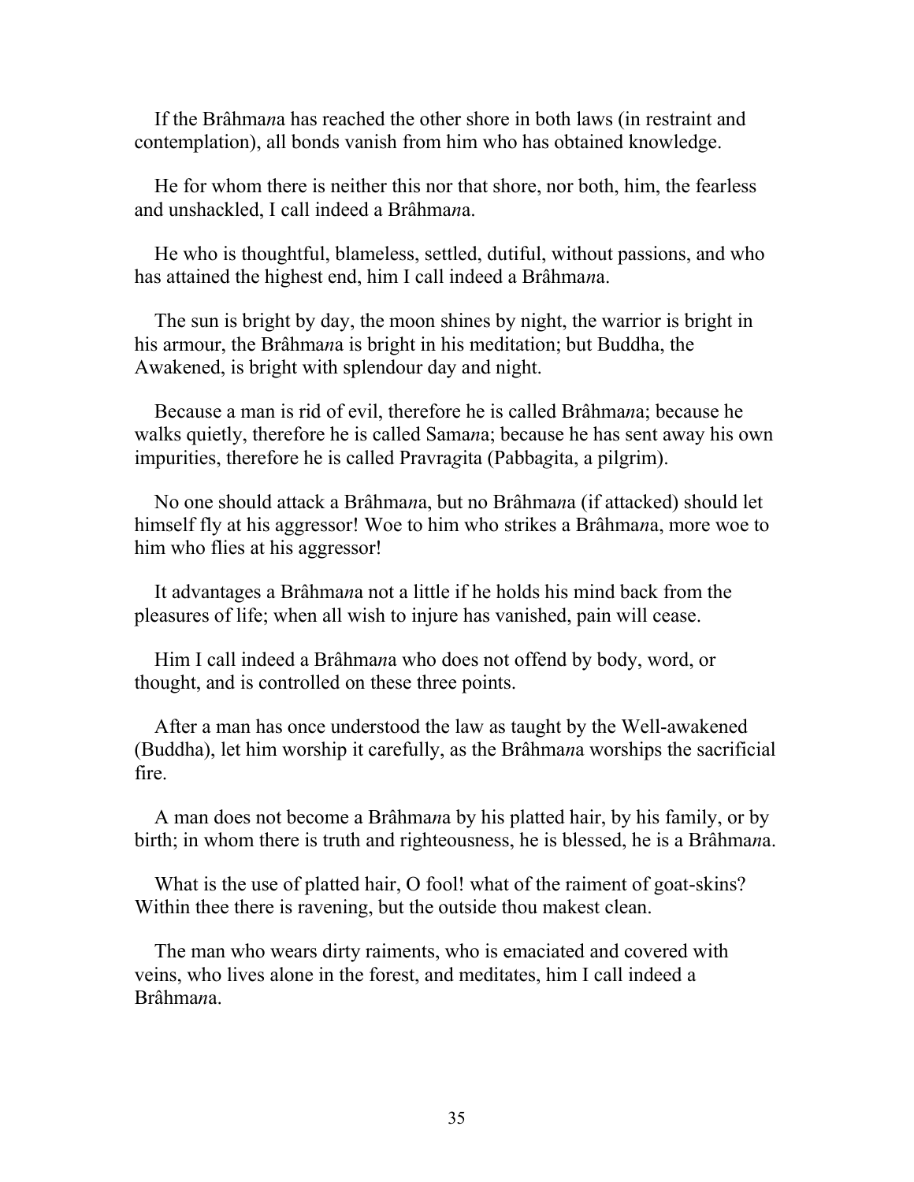If the Brâhma*n*a has reached the other shore in both laws (in restraint and contemplation), all bonds vanish from him who has obtained knowledge.

He for whom there is neither this nor that shore, nor both, him, the fearless and unshackled, I call indeed a Brâhma*n*a.

He who is thoughtful, blameless, settled, dutiful, without passions, and who has attained the highest end, him I call indeed a Brâhma*n*a.

The sun is bright by day, the moon shines by night, the warrior is bright in his armour, the Brâhma*n*a is bright in his meditation; but Buddha, the Awakened, is bright with splendour day and night.

Because a man is rid of evil, therefore he is called Brâhma*n*a; because he walks quietly, therefore he is called Sama*n*a; because he has sent away his own impurities, therefore he is called Pravra*g*ita (Pabba*g*ita, a pilgrim).

No one should attack a Brâhma*n*a, but no Brâhma*n*a (if attacked) should let himself fly at his aggressor! Woe to him who strikes a Brâhma*n*a, more woe to him who flies at his aggressor!

It advantages a Brâhma*n*a not a little if he holds his mind back from the pleasures of life; when all wish to injure has vanished, pain will cease.

Him I call indeed a Brâhma*n*a who does not offend by body, word, or thought, and is controlled on these three points.

After a man has once understood the law as taught by the Well-awakened (Buddha), let him worship it carefully, as the Brâhma*n*a worships the sacrificial fire.

A man does not become a Brâhma*n*a by his platted hair, by his family, or by birth; in whom there is truth and righteousness, he is blessed, he is a Brâhma*n*a.

What is the use of platted hair, O fool! what of the raiment of goat-skins? Within thee there is ravening, but the outside thou makest clean.

The man who wears dirty raiments, who is emaciated and covered with veins, who lives alone in the forest, and meditates, him I call indeed a Brâhma*n*a.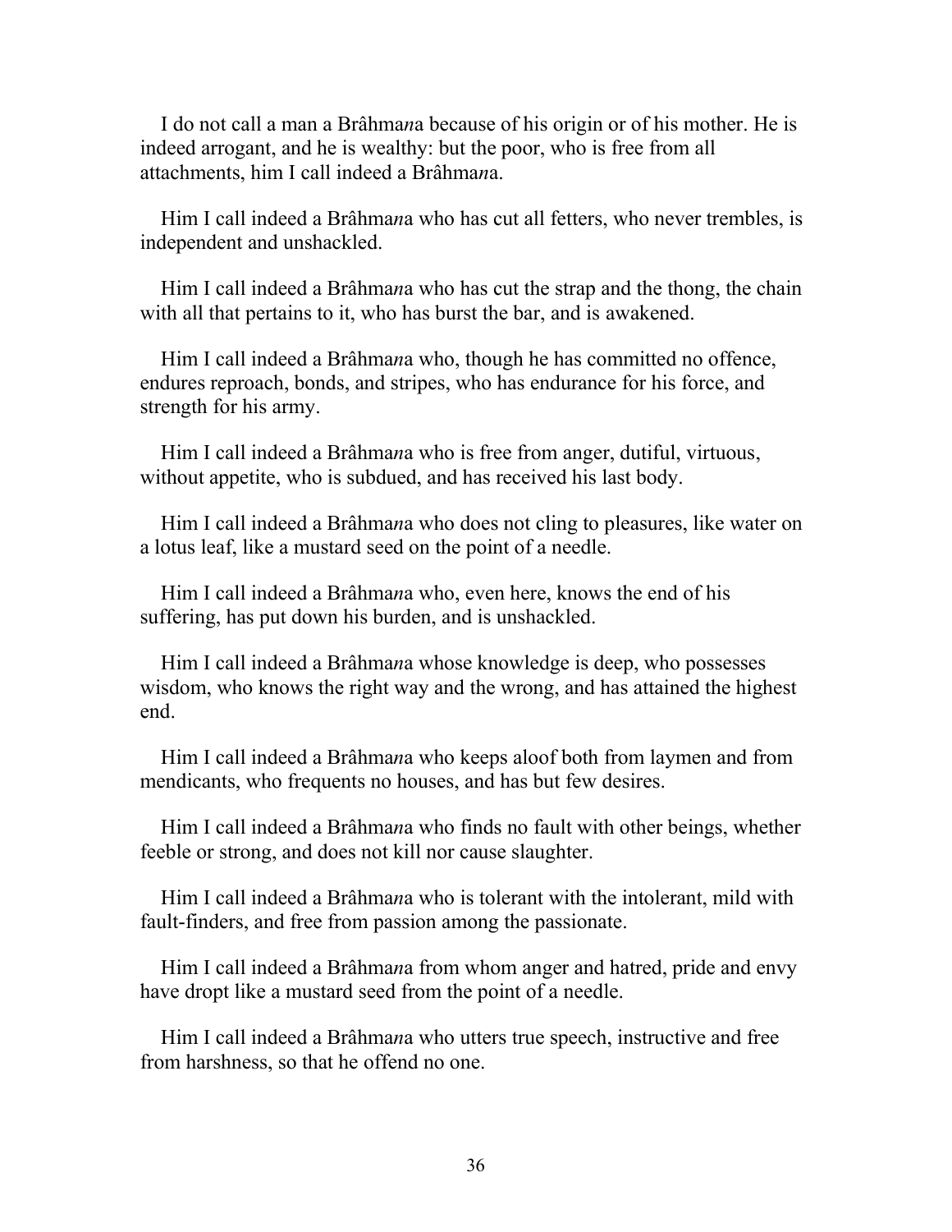I do not call a man a Brâhma*n*a because of his origin or of his mother. He is indeed arrogant, and he is wealthy: but the poor, who is free from all attachments, him I call indeed a Brâhma*n*a.

Him I call indeed a Brâhma*n*a who has cut all fetters, who never trembles, is independent and unshackled.

Him I call indeed a Brâhma*n*a who has cut the strap and the thong, the chain with all that pertains to it, who has burst the bar, and is awakened.

Him I call indeed a Brâhma*n*a who, though he has committed no offence, endures reproach, bonds, and stripes, who has endurance for his force, and strength for his army.

Him I call indeed a Brâhma*n*a who is free from anger, dutiful, virtuous, without appetite, who is subdued, and has received his last body.

Him I call indeed a Brâhma*n*a who does not cling to pleasures, like water on a lotus leaf, like a mustard seed on the point of a needle.

Him I call indeed a Brâhma*n*a who, even here, knows the end of his suffering, has put down his burden, and is unshackled.

Him I call indeed a Brâhma*n*a whose knowledge is deep, who possesses wisdom, who knows the right way and the wrong, and has attained the highest end.

Him I call indeed a Brâhma*n*a who keeps aloof both from laymen and from mendicants, who frequents no houses, and has but few desires.

Him I call indeed a Brâhma*n*a who finds no fault with other beings, whether feeble or strong, and does not kill nor cause slaughter.

Him I call indeed a Brâhma*n*a who is tolerant with the intolerant, mild with fault-finders, and free from passion among the passionate.

Him I call indeed a Brâhma*n*a from whom anger and hatred, pride and envy have dropt like a mustard seed from the point of a needle.

Him I call indeed a Brâhma*n*a who utters true speech, instructive and free from harshness, so that he offend no one.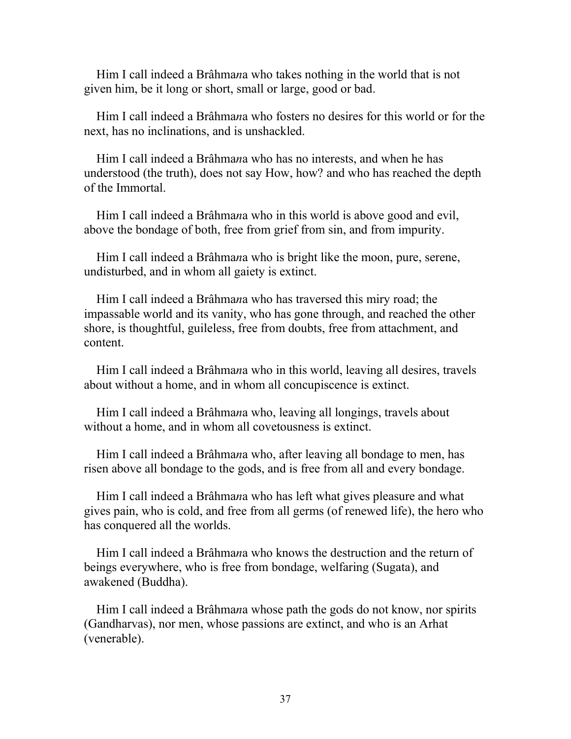Him I call indeed a Brâhma*n*a who takes nothing in the world that is not given him, be it long or short, small or large, good or bad.

Him I call indeed a Brâhma*n*a who fosters no desires for this world or for the next, has no inclinations, and is unshackled.

Him I call indeed a Brâhma*n*a who has no interests, and when he has understood (the truth), does not say How, how? and who has reached the depth of the Immortal.

Him I call indeed a Brâhma*n*a who in this world is above good and evil, above the bondage of both, free from grief from sin, and from impurity.

Him I call indeed a Brâhma*n*a who is bright like the moon, pure, serene, undisturbed, and in whom all gaiety is extinct.

Him I call indeed a Brâhma*n*a who has traversed this miry road; the impassable world and its vanity, who has gone through, and reached the other shore, is thoughtful, guileless, free from doubts, free from attachment, and content.

Him I call indeed a Brâhma*n*a who in this world, leaving all desires, travels about without a home, and in whom all concupiscence is extinct.

Him I call indeed a Brâhma*n*a who, leaving all longings, travels about without a home, and in whom all covetousness is extinct.

Him I call indeed a Brâhma*n*a who, after leaving all bondage to men, has risen above all bondage to the gods, and is free from all and every bondage.

Him I call indeed a Brâhma*n*a who has left what gives pleasure and what gives pain, who is cold, and free from all germs (of renewed life), the hero who has conquered all the worlds.

Him I call indeed a Brâhma*n*a who knows the destruction and the return of beings everywhere, who is free from bondage, welfaring (Sugata), and awakened (Buddha).

Him I call indeed a Brâhma*n*a whose path the gods do not know, nor spirits (Gandharvas), nor men, whose passions are extinct, and who is an Arhat (venerable).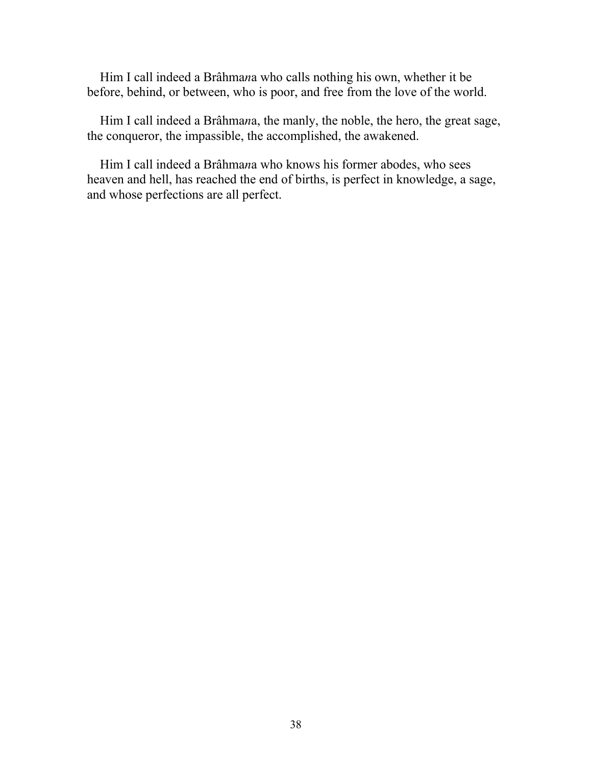Him I call indeed a Brâhma*n*a who calls nothing his own, whether it be before, behind, or between, who is poor, and free from the love of the world.

Him I call indeed a Brâhma*n*a, the manly, the noble, the hero, the great sage, the conqueror, the impassible, the accomplished, the awakened.

Him I call indeed a Brâhma*n*a who knows his former abodes, who sees heaven and hell, has reached the end of births, is perfect in knowledge, a sage, and whose perfections are all perfect.